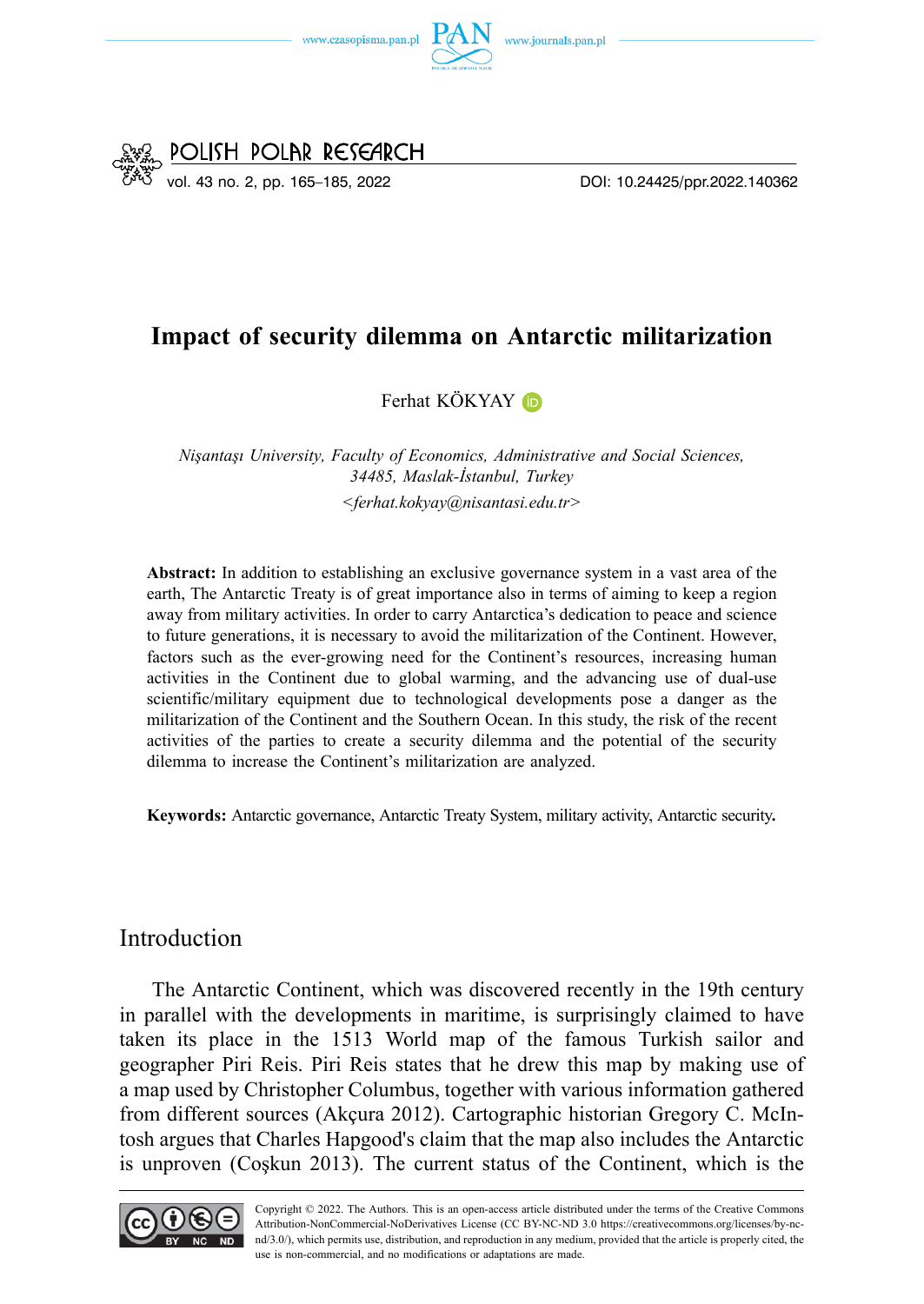# Impact of security dilemma on Antarctic militarization

Ferhat KÖKYAY

*Nişantaşı University, Faculty of Economics, Administrative and Social Sciences, 34485, Maslak-İstanbul, Turkey*
*<ferhat.kokyay@nisantasi.edu.tr>*

**Abstract:** In addition to establishing an exclusive governance system in a vast area of the earth, The Antarctic Treaty is of great importance also in terms of aiming to keep a region away from military activities. In order to carry Antarctica's dedication to peace and science to future generations, it is necessary to avoid the militarization of the Continent. However, factors such as the ever-growing need for the Continent's resources, increasing human activities in the Continent due to global warming, and the advancing use of dual-use scientific/military equipment due to technological developments pose a danger as the militarization of the Continent and the Southern Ocean. In this study, the risk of the recent activities of the parties to create a security dilemma and the potential of the security dilemma to increase the Continent's militarization are analyzed.

**Keywords:** Antarctic governance, Antarctic Treaty System, military activity, Antarctic security.

## Introduction

The Antarctic Continent, which was discovered recently in the 19th century in parallel with the developments in maritime, is surprisingly claimed to have taken its place in the 1513 World map of the famous Turkish sailor and geographer Piri Reis. Piri Reis states that he drew this map by making use of a map used by Christopher Columbus, together with various information gathered from different sources (Akçura 2012). Cartographic historian Gregory C. McIntosh argues that Charles Hapgood's claim that the map also includes the Antarctic is unproven (Coşkun 2013). The current status of the Continent, which is the

Copyright © 2022. The Authors. This is an open-access article distributed under the terms of the Creative Commons Attribution-NonCommercial-NoDerivatives License (CC BY-NC-ND 3.0 https://creativecommons.org/licenses/by-nc-nd/3.0/), which permits use, distribution, and reproduction in any medium, provided that the article is properly cited, the use is non-commercial, and no modifications or adaptations are made.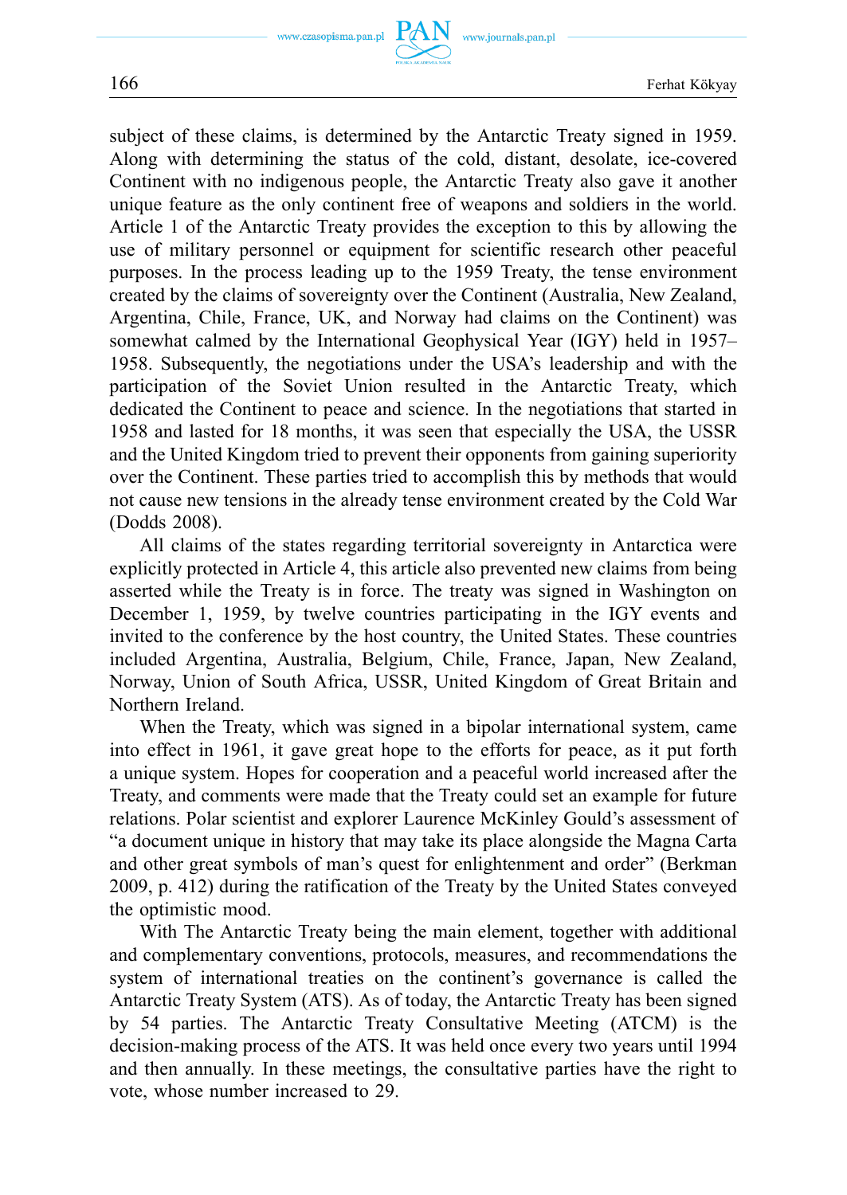subject of these claims, is determined by the Antarctic Treaty signed in 1959. Along with determining the status of the cold, distant, desolate, ice-covered Continent with no indigenous people, the Antarctic Treaty also gave it another unique feature as the only continent free of weapons and soldiers in the world. Article 1 of the Antarctic Treaty provides the exception to this by allowing the use of military personnel or equipment for scientific research other peaceful purposes. In the process leading up to the 1959 Treaty, the tense environment created by the claims of sovereignty over the Continent (Australia, New Zealand, Argentina, Chile, France, UK, and Norway had claims on the Continent) was somewhat calmed by the International Geophysical Year (IGY) held in 1957–1958. Subsequently, the negotiations under the USA's leadership and with the participation of the Soviet Union resulted in the Antarctic Treaty, which dedicated the Continent to peace and science. In the negotiations that started in 1958 and lasted for 18 months, it was seen that especially the USA, the USSR and the United Kingdom tried to prevent their opponents from gaining superiority over the Continent. These parties tried to accomplish this by methods that would not cause new tensions in the already tense environment created by the Cold War (Dodds 2008).

All claims of the states regarding territorial sovereignty in Antarctica were explicitly protected in Article 4, this article also prevented new claims from being asserted while the Treaty is in force. The treaty was signed in Washington on December 1, 1959, by twelve countries participating in the IGY events and invited to the conference by the host country, the United States. These countries included Argentina, Australia, Belgium, Chile, France, Japan, New Zealand, Norway, Union of South Africa, USSR, United Kingdom of Great Britain and Northern Ireland.

When the Treaty, which was signed in a bipolar international system, came into effect in 1961, it gave great hope to the efforts for peace, as it put forth a unique system. Hopes for cooperation and a peaceful world increased after the Treaty, and comments were made that the Treaty could set an example for future relations. Polar scientist and explorer Laurence McKinley Gould's assessment of "a document unique in history that may take its place alongside the Magna Carta and other great symbols of man's quest for enlightenment and order" (Berkman 2009, p. 412) during the ratification of the Treaty by the United States conveyed the optimistic mood.

With The Antarctic Treaty being the main element, together with additional and complementary conventions, protocols, measures, and recommendations the system of international treaties on the continent's governance is called the Antarctic Treaty System (ATS). As of today, the Antarctic Treaty has been signed by 54 parties. The Antarctic Treaty Consultative Meeting (ATCM) is the decision-making process of the ATS. It was held once every two years until 1994 and then annually. In these meetings, the consultative parties have the right to vote, whose number increased to 29.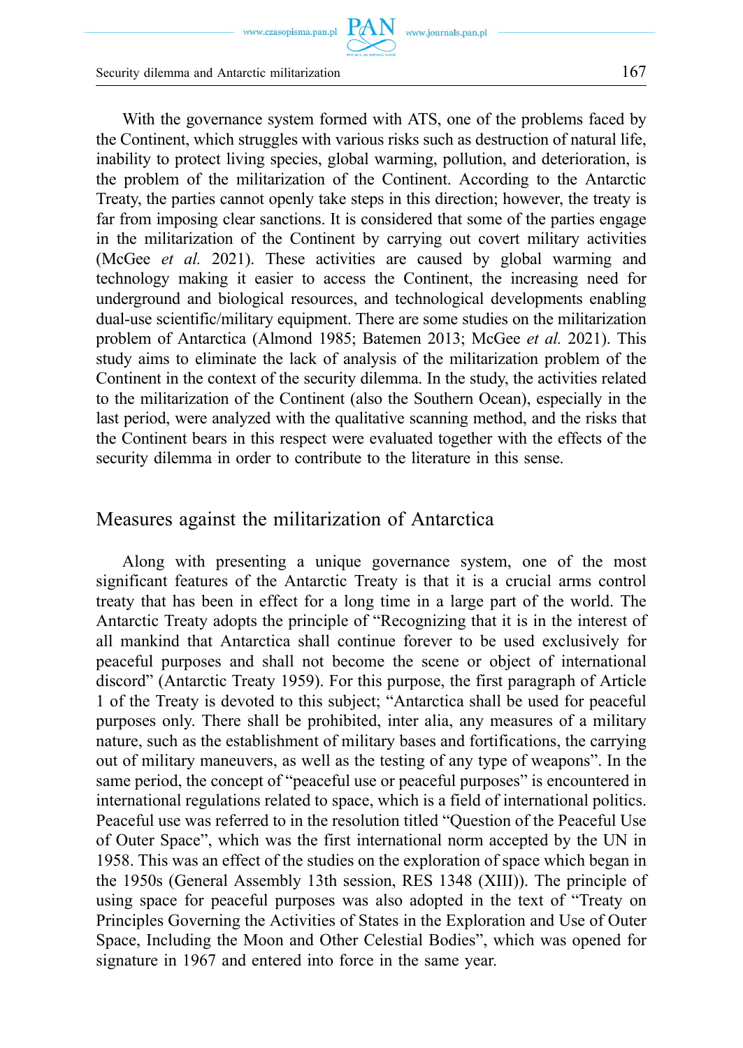With the governance system formed with ATS, one of the problems faced by the Continent, which struggles with various risks such as destruction of natural life, inability to protect living species, global warming, pollution, and deterioration, is the problem of the militarization of the Continent. According to the Antarctic Treaty, the parties cannot openly take steps in this direction; however, the treaty is far from imposing clear sanctions. It is considered that some of the parties engage in the militarization of the Continent by carrying out covert military activities (McGee *et al.* 2021). These activities are caused by global warming and technology making it easier to access the Continent, the increasing need for underground and biological resources, and technological developments enabling dual-use scientific/military equipment. There are some studies on the militarization problem of Antarctica (Almond 1985; Batemen 2013; McGee *et al.* 2021). This study aims to eliminate the lack of analysis of the militarization problem of the Continent in the context of the security dilemma. In the study, the activities related to the militarization of the Continent (also the Southern Ocean), especially in the last period, were analyzed with the qualitative scanning method, and the risks that the Continent bears in this respect were evaluated together with the effects of the security dilemma in order to contribute to the literature in this sense.

## Measures against the militarization of Antarctica

Along with presenting a unique governance system, one of the most significant features of the Antarctic Treaty is that it is a crucial arms control treaty that has been in effect for a long time in a large part of the world. The Antarctic Treaty adopts the principle of "Recognizing that it is in the interest of all mankind that Antarctica shall continue forever to be used exclusively for peaceful purposes and shall not become the scene or object of international discord" (Antarctic Treaty 1959). For this purpose, the first paragraph of Article 1 of the Treaty is devoted to this subject; "Antarctica shall be used for peaceful purposes only. There shall be prohibited, inter alia, any measures of a military nature, such as the establishment of military bases and fortifications, the carrying out of military maneuvers, as well as the testing of any type of weapons". In the same period, the concept of "peaceful use or peaceful purposes" is encountered in international regulations related to space, which is a field of international politics. Peaceful use was referred to in the resolution titled "Question of the Peaceful Use of Outer Space", which was the first international norm accepted by the UN in 1958. This was an effect of the studies on the exploration of space which began in the 1950s (General Assembly 13th session, RES 1348 (XIII)). The principle of using space for peaceful purposes was also adopted in the text of "Treaty on Principles Governing the Activities of States in the Exploration and Use of Outer Space, Including the Moon and Other Celestial Bodies", which was opened for signature in 1967 and entered into force in the same year.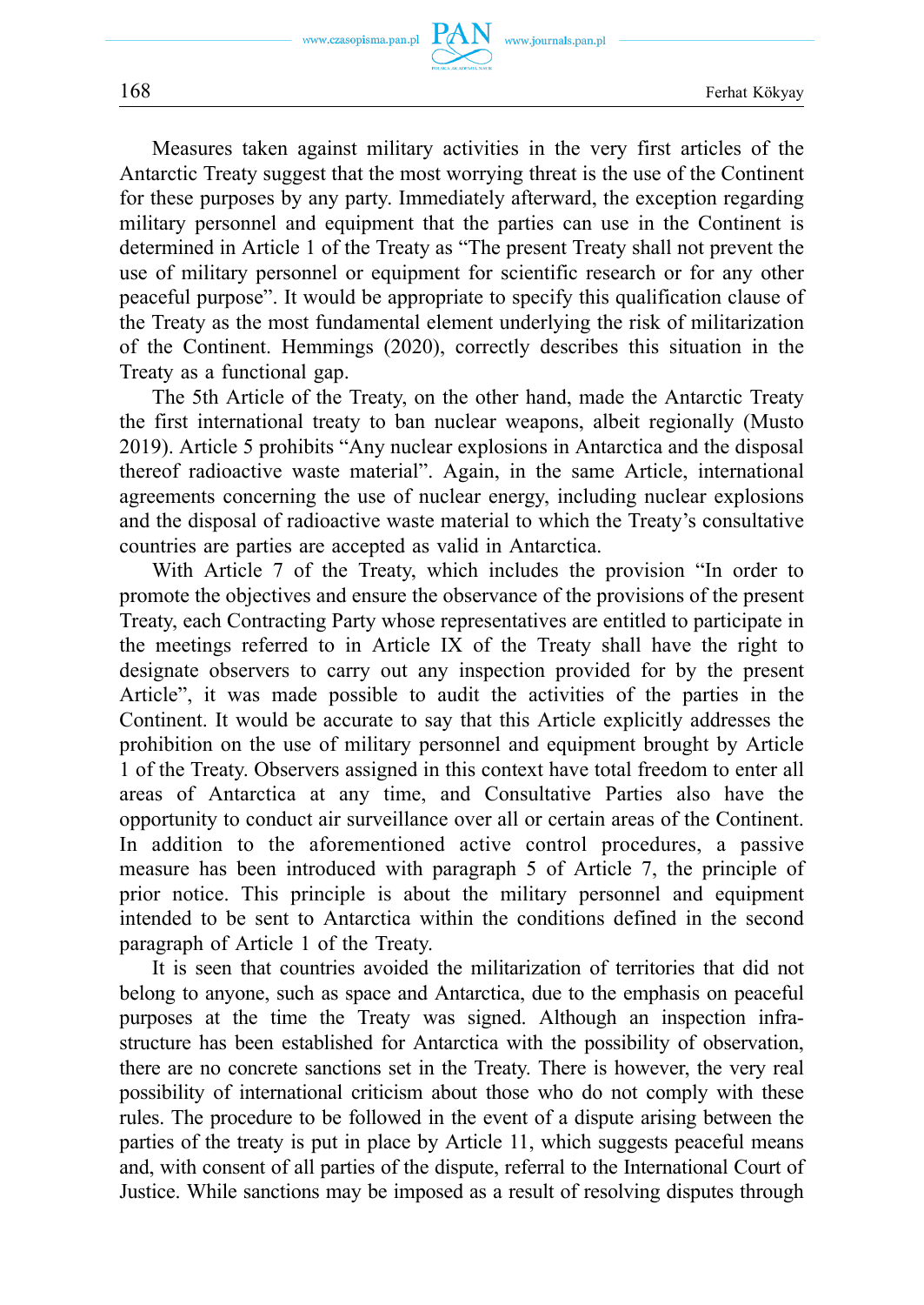Measures taken against military activities in the very first articles of the Antarctic Treaty suggest that the most worrying threat is the use of the Continent for these purposes by any party. Immediately afterward, the exception regarding military personnel and equipment that the parties can use in the Continent is determined in Article 1 of the Treaty as "The present Treaty shall not prevent the use of military personnel or equipment for scientific research or for any other peaceful purpose". It would be appropriate to specify this qualification clause of the Treaty as the most fundamental element underlying the risk of militarization of the Continent. Hemmings (2020), correctly describes this situation in the Treaty as a functional gap.

The 5th Article of the Treaty, on the other hand, made the Antarctic Treaty the first international treaty to ban nuclear weapons, albeit regionally (Musto 2019). Article 5 prohibits "Any nuclear explosions in Antarctica and the disposal thereof radioactive waste material". Again, in the same Article, international agreements concerning the use of nuclear energy, including nuclear explosions and the disposal of radioactive waste material to which the Treaty's consultative countries are parties are accepted as valid in Antarctica.

With Article 7 of the Treaty, which includes the provision "In order to promote the objectives and ensure the observance of the provisions of the present Treaty, each Contracting Party whose representatives are entitled to participate in the meetings referred to in Article IX of the Treaty shall have the right to designate observers to carry out any inspection provided for by the present Article", it was made possible to audit the activities of the parties in the Continent. It would be accurate to say that this Article explicitly addresses the prohibition on the use of military personnel and equipment brought by Article 1 of the Treaty. Observers assigned in this context have total freedom to enter all areas of Antarctica at any time, and Consultative Parties also have the opportunity to conduct air surveillance over all or certain areas of the Continent. In addition to the aforementioned active control procedures, a passive measure has been introduced with paragraph 5 of Article 7, the principle of prior notice. This principle is about the military personnel and equipment intended to be sent to Antarctica within the conditions defined in the second paragraph of Article 1 of the Treaty.

It is seen that countries avoided the militarization of territories that did not belong to anyone, such as space and Antarctica, due to the emphasis on peaceful purposes at the time the Treaty was signed. Although an inspection infrastructure has been established for Antarctica with the possibility of observation, there are no concrete sanctions set in the Treaty. There is however, the very real possibility of international criticism about those who do not comply with these rules. The procedure to be followed in the event of a dispute arising between the parties of the treaty is put in place by Article 11, which suggests peaceful means and, with consent of all parties of the dispute, referral to the International Court of Justice. While sanctions may be imposed as a result of resolving disputes through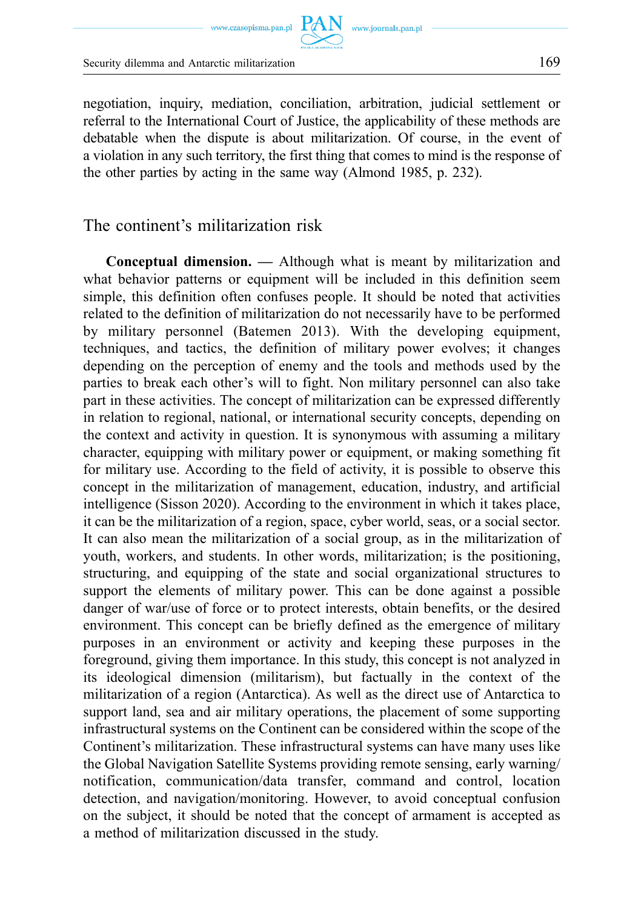negotiation, inquiry, mediation, conciliation, arbitration, judicial settlement or referral to the International Court of Justice, the applicability of these methods are debatable when the dispute is about militarization. Of course, in the event of a violation in any such territory, the first thing that comes to mind is the response of the other parties by acting in the same way (Almond 1985, p. 232).

## The continent's militarization risk

**Conceptual dimension. —** Although what is meant by militarization and what behavior patterns or equipment will be included in this definition seem simple, this definition often confuses people. It should be noted that activities related to the definition of militarization do not necessarily have to be performed by military personnel (Batemen 2013). With the developing equipment, techniques, and tactics, the definition of military power evolves; it changes depending on the perception of enemy and the tools and methods used by the parties to break each other's will to fight. Non military personnel can also take part in these activities. The concept of militarization can be expressed differently in relation to regional, national, or international security concepts, depending on the context and activity in question. It is synonymous with assuming a military character, equipping with military power or equipment, or making something fit for military use. According to the field of activity, it is possible to observe this concept in the militarization of management, education, industry, and artificial intelligence (Sisson 2020). According to the environment in which it takes place, it can be the militarization of a region, space, cyber world, seas, or a social sector. It can also mean the militarization of a social group, as in the militarization of youth, workers, and students. In other words, militarization; is the positioning, structuring, and equipping of the state and social organizational structures to support the elements of military power. This can be done against a possible danger of war/use of force or to protect interests, obtain benefits, or the desired environment. This concept can be briefly defined as the emergence of military purposes in an environment or activity and keeping these purposes in the foreground, giving them importance. In this study, this concept is not analyzed in its ideological dimension (militarism), but factually in the context of the militarization of a region (Antarctica). As well as the direct use of Antarctica to support land, sea and air military operations, the placement of some supporting infrastructural systems on the Continent can be considered within the scope of the Continent's militarization. These infrastructural systems can have many uses like the Global Navigation Satellite Systems providing remote sensing, early warning/notification, communication/data transfer, command and control, location detection, and navigation/monitoring. However, to avoid conceptual confusion on the subject, it should be noted that the concept of armament is accepted as a method of militarization discussed in the study.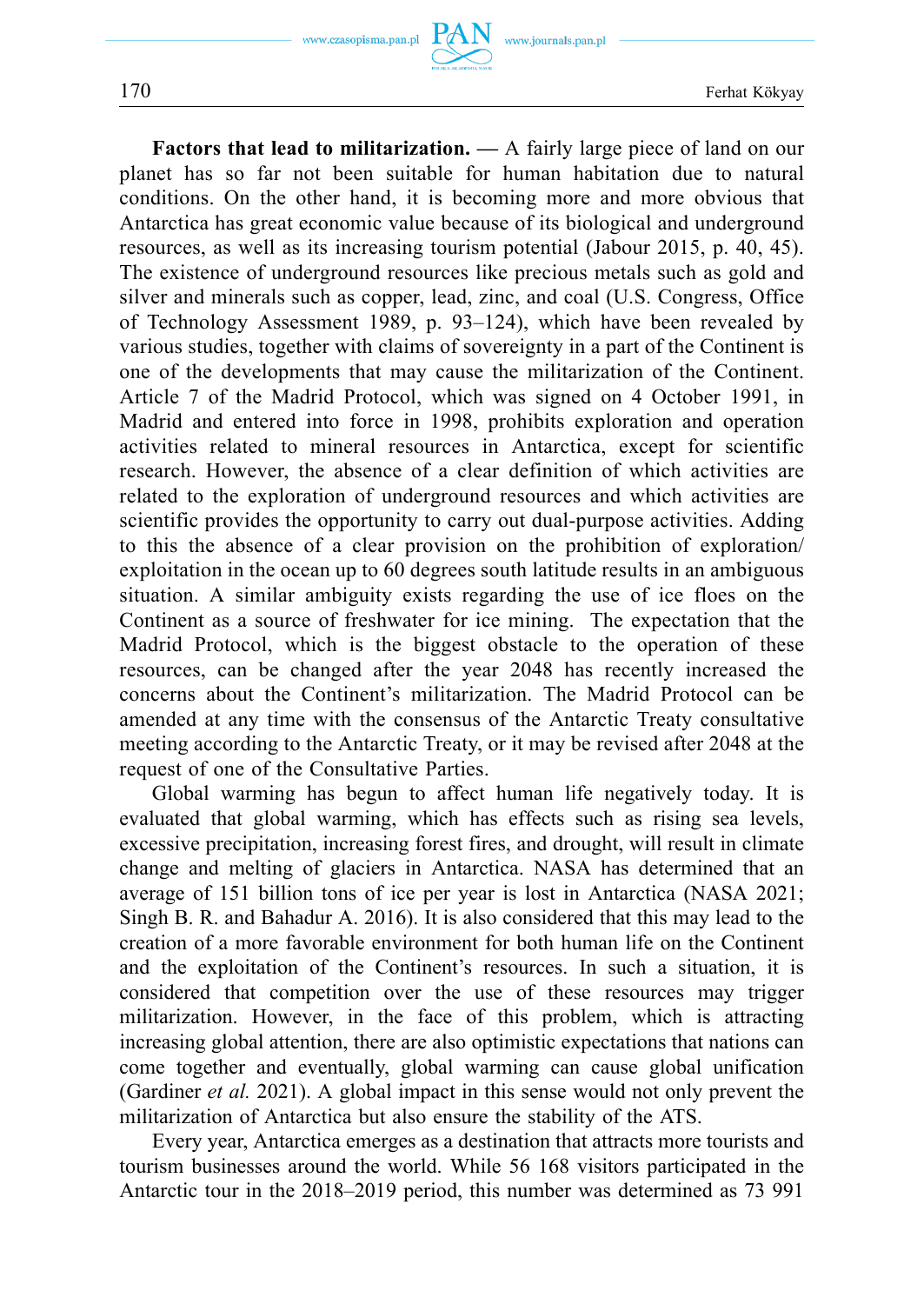**Factors that lead to militarization. —** A fairly large piece of land on our planet has so far not been suitable for human habitation due to natural conditions. On the other hand, it is becoming more and more obvious that Antarctica has great economic value because of its biological and underground resources, as well as its increasing tourism potential (Jabour 2015, p. 40, 45). The existence of underground resources like precious metals such as gold and silver and minerals such as copper, lead, zinc, and coal (U.S. Congress, Office of Technology Assessment 1989, p. 93–124), which have been revealed by various studies, together with claims of sovereignty in a part of the Continent is one of the developments that may cause the militarization of the Continent. Article 7 of the Madrid Protocol, which was signed on 4 October 1991, in Madrid and entered into force in 1998, prohibits exploration and operation activities related to mineral resources in Antarctica, except for scientific research. However, the absence of a clear definition of which activities are related to the exploration of underground resources and which activities are scientific provides the opportunity to carry out dual-purpose activities. Adding to this the absence of a clear provision on the prohibition of exploration/exploitation in the ocean up to 60 degrees south latitude results in an ambiguous situation. A similar ambiguity exists regarding the use of ice floes on the Continent as a source of freshwater for ice mining. The expectation that the Madrid Protocol, which is the biggest obstacle to the operation of these resources, can be changed after the year 2048 has recently increased the concerns about the Continent's militarization. The Madrid Protocol can be amended at any time with the consensus of the Antarctic Treaty consultative meeting according to the Antarctic Treaty, or it may be revised after 2048 at the request of one of the Consultative Parties.

Global warming has begun to affect human life negatively today. It is evaluated that global warming, which has effects such as rising sea levels, excessive precipitation, increasing forest fires, and drought, will result in climate change and melting of glaciers in Antarctica. NASA has determined that an average of 151 billion tons of ice per year is lost in Antarctica (NASA 2021; Singh B. R. and Bahadur A. 2016). It is also considered that this may lead to the creation of a more favorable environment for both human life on the Continent and the exploitation of the Continent's resources. In such a situation, it is considered that competition over the use of these resources may trigger militarization. However, in the face of this problem, which is attracting increasing global attention, there are also optimistic expectations that nations can come together and eventually, global warming can cause global unification (Gardiner *et al.* 2021). A global impact in this sense would not only prevent the militarization of Antarctica but also ensure the stability of the ATS.

Every year, Antarctica emerges as a destination that attracts more tourists and tourism businesses around the world. While 56 168 visitors participated in the Antarctic tour in the 2018–2019 period, this number was determined as 73 991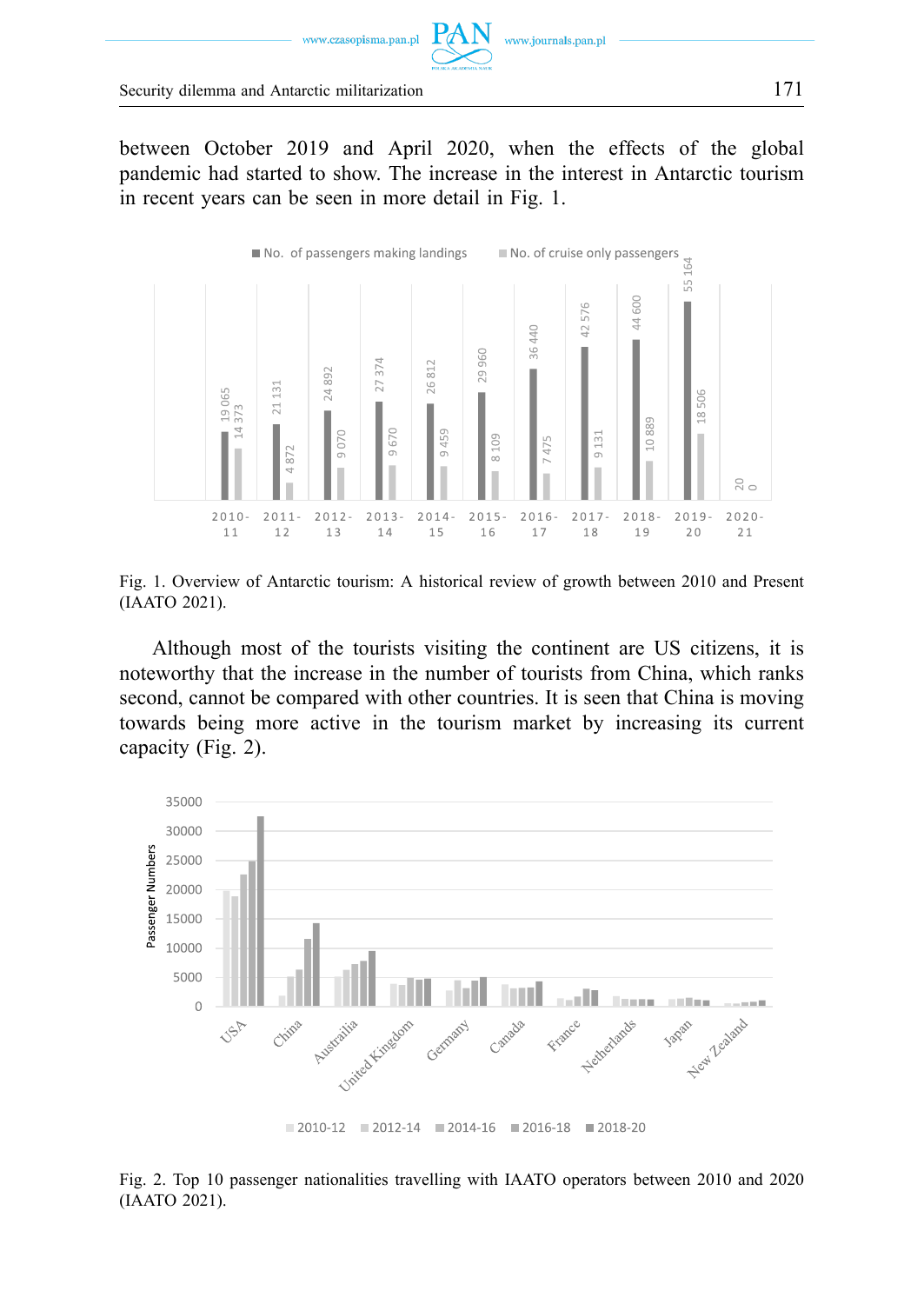between October 2019 and April 2020, when the effects of the global pandemic had started to show. The increase in the interest in Antarctic tourism in recent years can be seen in more detail in Fig. 1.

Fig. 1. Overview of Antarctic tourism: A historical review of growth between 2010 and Present (IAATO 2021).

Although most of the tourists visiting the continent are US citizens, it is noteworthy that the increase in the number of tourists from China, which ranks second, cannot be compared with other countries. It is seen that China is moving towards being more active in the tourism market by increasing its current capacity (Fig. 2).

Fig. 2. Top 10 passenger nationalities travelling with IAATO operators between 2010 and 2020 (IAATO 2021).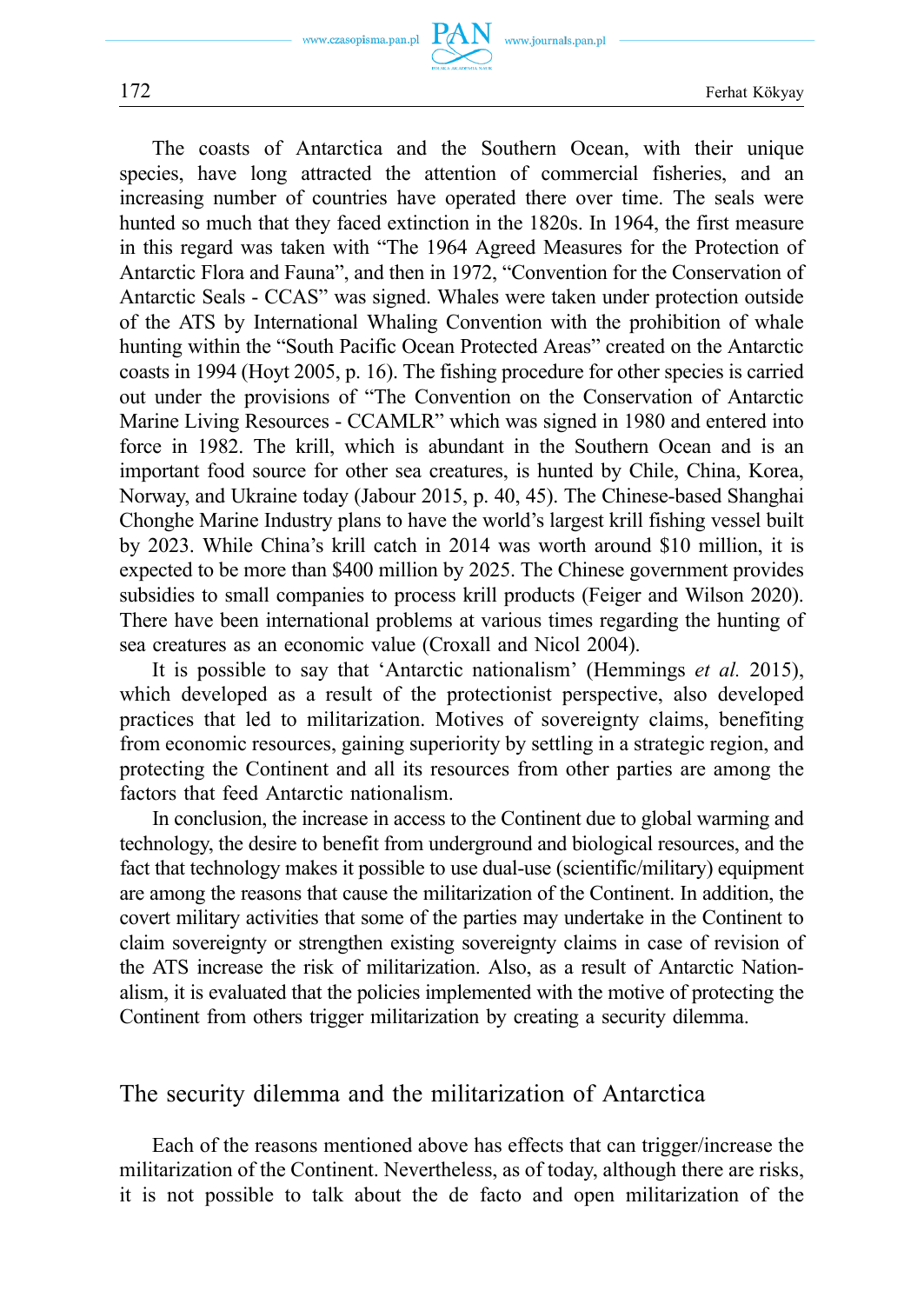The coasts of Antarctica and the Southern Ocean, with their unique species, have long attracted the attention of commercial fisheries, and an increasing number of countries have operated there over time. The seals were hunted so much that they faced extinction in the 1820s. In 1964, the first measure in this regard was taken with "The 1964 Agreed Measures for the Protection of Antarctic Flora and Fauna", and then in 1972, "Convention for the Conservation of Antarctic Seals - CCAS" was signed. Whales were taken under protection outside of the ATS by International Whaling Convention with the prohibition of whale hunting within the "South Pacific Ocean Protected Areas" created on the Antarctic coasts in 1994 (Hoyt 2005, p. 16). The fishing procedure for other species is carried out under the provisions of "The Convention on the Conservation of Antarctic Marine Living Resources - CCAMLR" which was signed in 1980 and entered into force in 1982. The krill, which is abundant in the Southern Ocean and is an important food source for other sea creatures, is hunted by Chile, China, Korea, Norway, and Ukraine today (Jabour 2015, p. 40, 45). The Chinese-based Shanghai Chonghe Marine Industry plans to have the world's largest krill fishing vessel built by 2023. While China's krill catch in 2014 was worth around $10 million, it is expected to be more than $400 million by 2025. The Chinese government provides subsidies to small companies to process krill products (Feiger and Wilson 2020). There have been international problems at various times regarding the hunting of sea creatures as an economic value (Croxall and Nicol 2004).

It is possible to say that 'Antarctic nationalism' (Hemmings *et al.* 2015), which developed as a result of the protectionist perspective, also developed practices that led to militarization. Motives of sovereignty claims, benefiting from economic resources, gaining superiority by settling in a strategic region, and protecting the Continent and all its resources from other parties are among the factors that feed Antarctic nationalism.

In conclusion, the increase in access to the Continent due to global warming and technology, the desire to benefit from underground and biological resources, and the fact that technology makes it possible to use dual-use (scientific/military) equipment are among the reasons that cause the militarization of the Continent. In addition, the covert military activities that some of the parties may undertake in the Continent to claim sovereignty or strengthen existing sovereignty claims in case of revision of the ATS increase the risk of militarization. Also, as a result of Antarctic Nationalism, it is evaluated that the policies implemented with the motive of protecting the Continent from others trigger militarization by creating a security dilemma.

## The security dilemma and the militarization of Antarctica

Each of the reasons mentioned above has effects that can trigger/increase the militarization of the Continent. Nevertheless, as of today, although there are risks, it is not possible to talk about the de facto and open militarization of the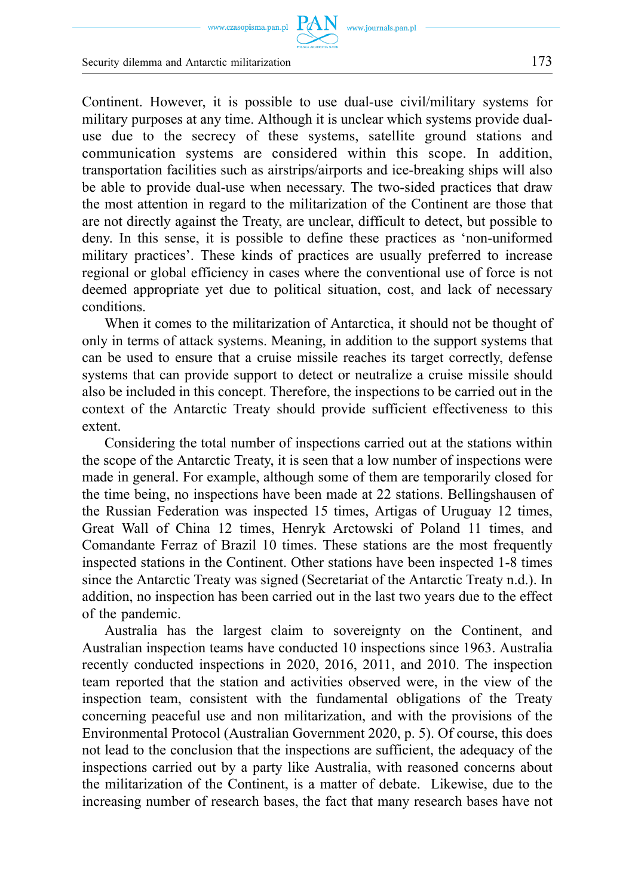Continent. However, it is possible to use dual-use civil/military systems for military purposes at any time. Although it is unclear which systems provide dual-use due to the secrecy of these systems, satellite ground stations and communication systems are considered within this scope. In addition, transportation facilities such as airstrips/airports and ice-breaking ships will also be able to provide dual-use when necessary. The two-sided practices that draw the most attention in regard to the militarization of the Continent are those that are not directly against the Treaty, are unclear, difficult to detect, but possible to deny. In this sense, it is possible to define these practices as 'non-uniformed military practices'. These kinds of practices are usually preferred to increase regional or global efficiency in cases where the conventional use of force is not deemed appropriate yet due to political situation, cost, and lack of necessary conditions.

When it comes to the militarization of Antarctica, it should not be thought of only in terms of attack systems. Meaning, in addition to the support systems that can be used to ensure that a cruise missile reaches its target correctly, defense systems that can provide support to detect or neutralize a cruise missile should also be included in this concept. Therefore, the inspections to be carried out in the context of the Antarctic Treaty should provide sufficient effectiveness to this extent.

Considering the total number of inspections carried out at the stations within the scope of the Antarctic Treaty, it is seen that a low number of inspections were made in general. For example, although some of them are temporarily closed for the time being, no inspections have been made at 22 stations. Bellingshausen of the Russian Federation was inspected 15 times, Artigas of Uruguay 12 times, Great Wall of China 12 times, Henryk Arctowski of Poland 11 times, and Comandante Ferraz of Brazil 10 times. These stations are the most frequently inspected stations in the Continent. Other stations have been inspected 1-8 times since the Antarctic Treaty was signed (Secretariat of the Antarctic Treaty n.d.). In addition, no inspection has been carried out in the last two years due to the effect of the pandemic.

Australia has the largest claim to sovereignty on the Continent, and Australian inspection teams have conducted 10 inspections since 1963. Australia recently conducted inspections in 2020, 2016, 2011, and 2010. The inspection team reported that the station and activities observed were, in the view of the inspection team, consistent with the fundamental obligations of the Treaty concerning peaceful use and non militarization, and with the provisions of the Environmental Protocol (Australian Government 2020, p. 5). Of course, this does not lead to the conclusion that the inspections are sufficient, the adequacy of the inspections carried out by a party like Australia, with reasoned concerns about the militarization of the Continent, is a matter of debate. Likewise, due to the increasing number of research bases, the fact that many research bases have not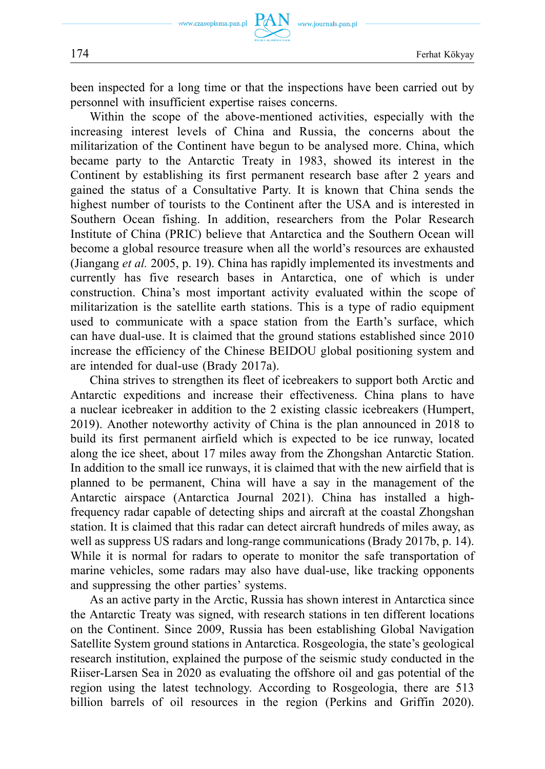been inspected for a long time or that the inspections have been carried out by personnel with insufficient expertise raises concerns.

Within the scope of the above-mentioned activities, especially with the increasing interest levels of China and Russia, the concerns about the militarization of the Continent have begun to be analysed more. China, which became party to the Antarctic Treaty in 1983, showed its interest in the Continent by establishing its first permanent research base after 2 years and gained the status of a Consultative Party. It is known that China sends the highest number of tourists to the Continent after the USA and is interested in Southern Ocean fishing. In addition, researchers from the Polar Research Institute of China (PRIC) believe that Antarctica and the Southern Ocean will become a global resource treasure when all the world's resources are exhausted (Jiangang *et al.* 2005, p. 19). China has rapidly implemented its investments and currently has five research bases in Antarctica, one of which is under construction. China's most important activity evaluated within the scope of militarization is the satellite earth stations. This is a type of radio equipment used to communicate with a space station from the Earth's surface, which can have dual-use. It is claimed that the ground stations established since 2010 increase the efficiency of the Chinese BEIDOU global positioning system and are intended for dual-use (Brady 2017a).

China strives to strengthen its fleet of icebreakers to support both Arctic and Antarctic expeditions and increase their effectiveness. China plans to have a nuclear icebreaker in addition to the 2 existing classic icebreakers (Humpert, 2019). Another noteworthy activity of China is the plan announced in 2018 to build its first permanent airfield which is expected to be ice runway, located along the ice sheet, about 17 miles away from the Zhongshan Antarctic Station. In addition to the small ice runways, it is claimed that with the new airfield that is planned to be permanent, China will have a say in the management of the Antarctic airspace (Antarctica Journal 2021). China has installed a high-frequency radar capable of detecting ships and aircraft at the coastal Zhongshan station. It is claimed that this radar can detect aircraft hundreds of miles away, as well as suppress US radars and long-range communications (Brady 2017b, p. 14). While it is normal for radars to operate to monitor the safe transportation of marine vehicles, some radars may also have dual-use, like tracking opponents and suppressing the other parties' systems.

As an active party in the Arctic, Russia has shown interest in Antarctica since the Antarctic Treaty was signed, with research stations in ten different locations on the Continent. Since 2009, Russia has been establishing Global Navigation Satellite System ground stations in Antarctica. Rosgeologia, the state's geological research institution, explained the purpose of the seismic study conducted in the Riiser-Larsen Sea in 2020 as evaluating the offshore oil and gas potential of the region using the latest technology. According to Rosgeologia, there are 513 billion barrels of oil resources in the region (Perkins and Griffin 2020).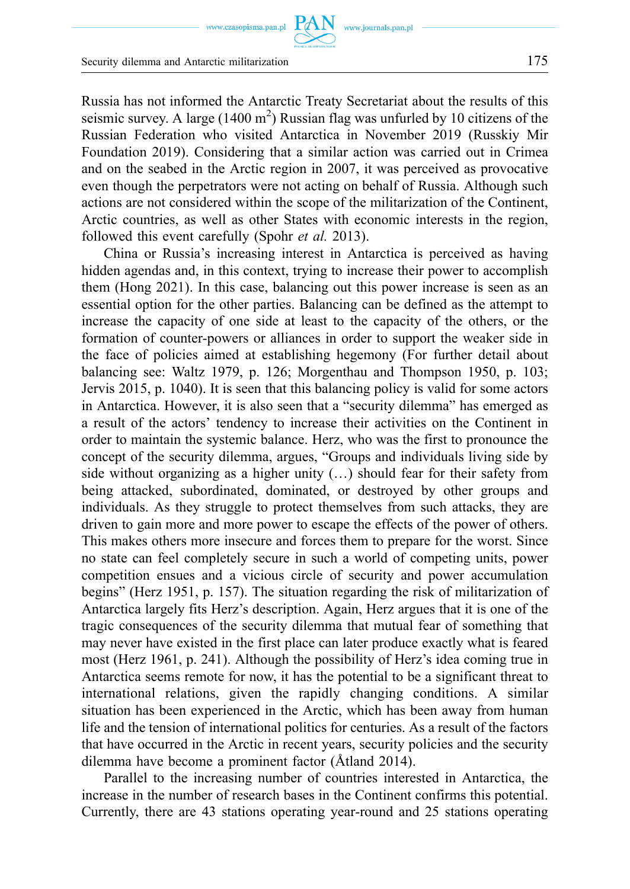Russia has not informed the Antarctic Treaty Secretariat about the results of this seismic survey. A large (1400 $m^2$) Russian flag was unfurled by 10 citizens of the Russian Federation who visited Antarctica in November 2019 (Russkiy Mir Foundation 2019). Considering that a similar action was carried out in Crimea and on the seabed in the Arctic region in 2007, it was perceived as provocative even though the perpetrators were not acting on behalf of Russia. Although such actions are not considered within the scope of the militarization of the Continent, Arctic countries, as well as other States with economic interests in the region, followed this event carefully (Spohr *et al.* 2013).

China or Russia's increasing interest in Antarctica is perceived as having hidden agendas and, in this context, trying to increase their power to accomplish them (Hong 2021). In this case, balancing out this power increase is seen as an essential option for the other parties. Balancing can be defined as the attempt to increase the capacity of one side at least to the capacity of the others, or the formation of counter-powers or alliances in order to support the weaker side in the face of policies aimed at establishing hegemony (For further detail about balancing see: Waltz 1979, p. 126; Morgenthau and Thompson 1950, p. 103; Jervis 2015, p. 1040). It is seen that this balancing policy is valid for some actors in Antarctica. However, it is also seen that a "security dilemma" has emerged as a result of the actors' tendency to increase their activities on the Continent in order to maintain the systemic balance. Herz, who was the first to pronounce the concept of the security dilemma, argues, "Groups and individuals living side by side without organizing as a higher unity (…) should fear for their safety from being attacked, subordinated, dominated, or destroyed by other groups and individuals. As they struggle to protect themselves from such attacks, they are driven to gain more and more power to escape the effects of the power of others. This makes others more insecure and forces them to prepare for the worst. Since no state can feel completely secure in such a world of competing units, power competition ensues and a vicious circle of security and power accumulation begins" (Herz 1951, p. 157). The situation regarding the risk of militarization of Antarctica largely fits Herz's description. Again, Herz argues that it is one of the tragic consequences of the security dilemma that mutual fear of something that may never have existed in the first place can later produce exactly what is feared most (Herz 1961, p. 241). Although the possibility of Herz's idea coming true in Antarctica seems remote for now, it has the potential to be a significant threat to international relations, given the rapidly changing conditions. A similar situation has been experienced in the Arctic, which has been away from human life and the tension of international politics for centuries. As a result of the factors that have occurred in the Arctic in recent years, security policies and the security dilemma have become a prominent factor (Åtland 2014).

Parallel to the increasing number of countries interested in Antarctica, the increase in the number of research bases in the Continent confirms this potential. Currently, there are 43 stations operating year-round and 25 stations operating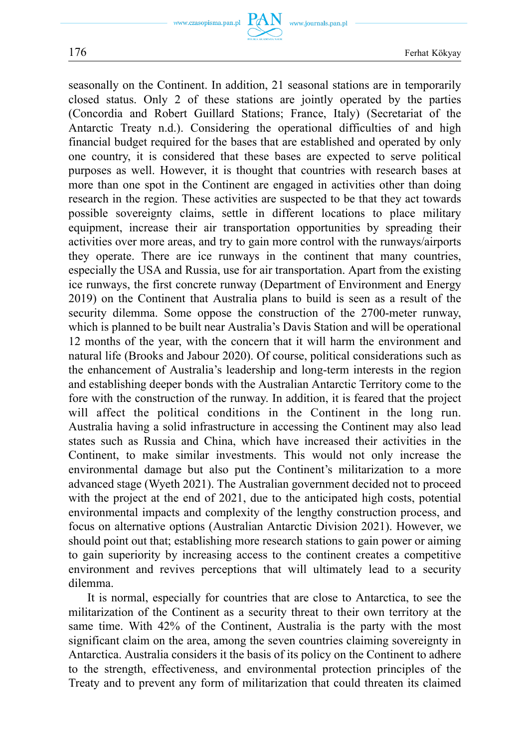seasonally on the Continent. In addition, 21 seasonal stations are in temporarily closed status. Only 2 of these stations are jointly operated by the parties (Concordia and Robert Guillard Stations; France, Italy) (Secretariat of the Antarctic Treaty n.d.). Considering the operational difficulties of and high financial budget required for the bases that are established and operated by only one country, it is considered that these bases are expected to serve political purposes as well. However, it is thought that countries with research bases at more than one spot in the Continent are engaged in activities other than doing research in the region. These activities are suspected to be that they act towards possible sovereignty claims, settle in different locations to place military equipment, increase their air transportation opportunities by spreading their activities over more areas, and try to gain more control with the runways/airports they operate. There are ice runways in the continent that many countries, especially the USA and Russia, use for air transportation. Apart from the existing ice runways, the first concrete runway (Department of Environment and Energy 2019) on the Continent that Australia plans to build is seen as a result of the security dilemma. Some oppose the construction of the 2700-meter runway, which is planned to be built near Australia's Davis Station and will be operational 12 months of the year, with the concern that it will harm the environment and natural life (Brooks and Jabour 2020). Of course, political considerations such as the enhancement of Australia's leadership and long-term interests in the region and establishing deeper bonds with the Australian Antarctic Territory come to the fore with the construction of the runway. In addition, it is feared that the project will affect the political conditions in the Continent in the long run. Australia having a solid infrastructure in accessing the Continent may also lead states such as Russia and China, which have increased their activities in the Continent, to make similar investments. This would not only increase the environmental damage but also put the Continent's militarization to a more advanced stage (Wyeth 2021). The Australian government decided not to proceed with the project at the end of 2021, due to the anticipated high costs, potential environmental impacts and complexity of the lengthy construction process, and focus on alternative options (Australian Antarctic Division 2021). However, we should point out that; establishing more research stations to gain power or aiming to gain superiority by increasing access to the continent creates a competitive environment and revives perceptions that will ultimately lead to a security dilemma.

It is normal, especially for countries that are close to Antarctica, to see the militarization of the Continent as a security threat to their own territory at the same time. With 42% of the Continent, Australia is the party with the most significant claim on the area, among the seven countries claiming sovereignty in Antarctica. Australia considers it the basis of its policy on the Continent to adhere to the strength, effectiveness, and environmental protection principles of the Treaty and to prevent any form of militarization that could threaten its claimed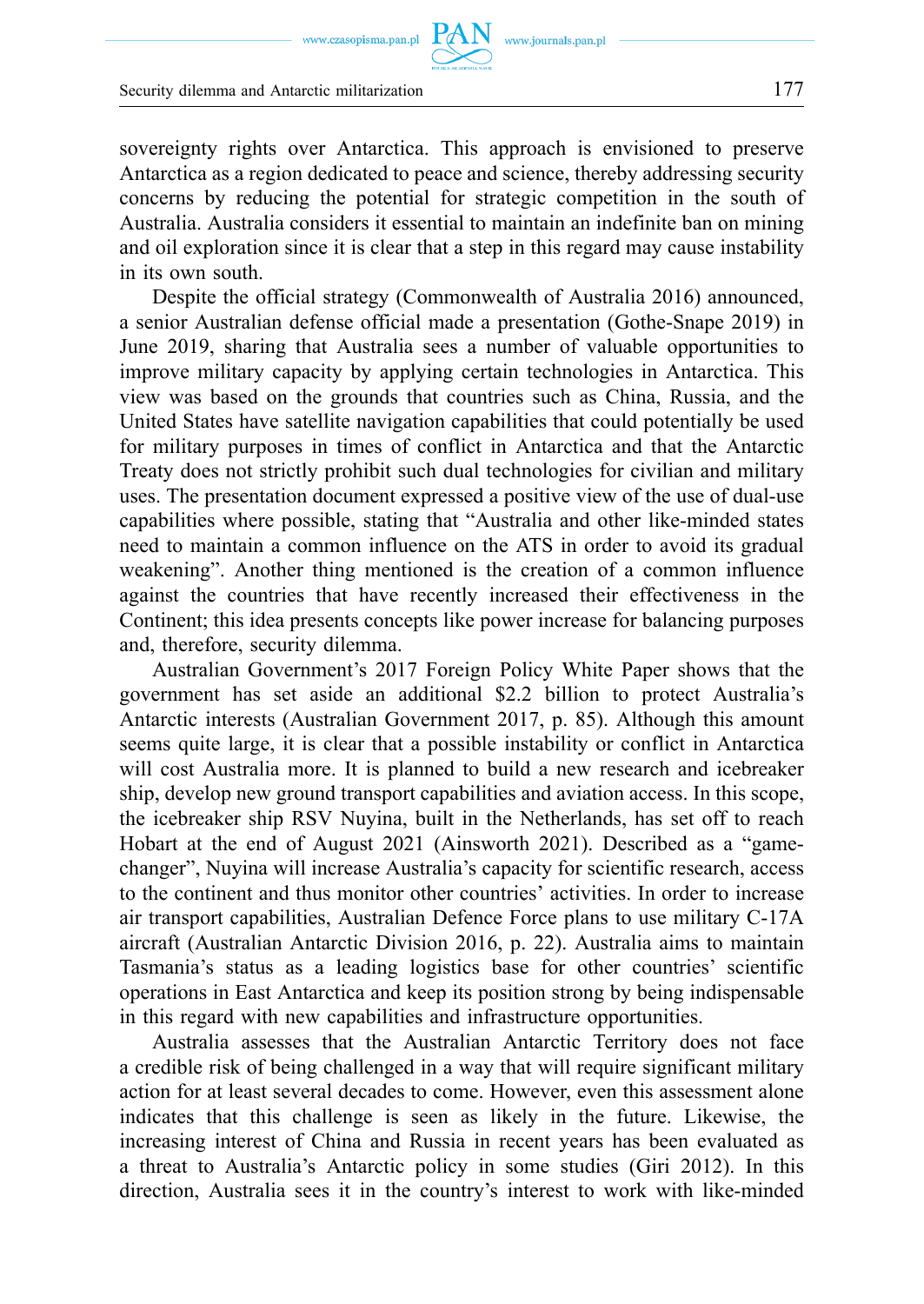sovereignty rights over Antarctica. This approach is envisioned to preserve Antarctica as a region dedicated to peace and science, thereby addressing security concerns by reducing the potential for strategic competition in the south of Australia. Australia considers it essential to maintain an indefinite ban on mining and oil exploration since it is clear that a step in this regard may cause instability in its own south.

Despite the official strategy (Commonwealth of Australia 2016) announced, a senior Australian defense official made a presentation (Gothe-Snape 2019) in June 2019, sharing that Australia sees a number of valuable opportunities to improve military capacity by applying certain technologies in Antarctica. This view was based on the grounds that countries such as China, Russia, and the United States have satellite navigation capabilities that could potentially be used for military purposes in times of conflict in Antarctica and that the Antarctic Treaty does not strictly prohibit such dual technologies for civilian and military uses. The presentation document expressed a positive view of the use of dual-use capabilities where possible, stating that "Australia and other like-minded states need to maintain a common influence on the ATS in order to avoid its gradual weakening". Another thing mentioned is the creation of a common influence against the countries that have recently increased their effectiveness in the Continent; this idea presents concepts like power increase for balancing purposes and, therefore, security dilemma.

Australian Government's 2017 Foreign Policy White Paper shows that the government has set aside an additional $2.2 billion to protect Australia's Antarctic interests (Australian Government 2017, p. 85). Although this amount seems quite large, it is clear that a possible instability or conflict in Antarctica will cost Australia more. It is planned to build a new research and icebreaker ship, develop new ground transport capabilities and aviation access. In this scope, the icebreaker ship RSV Nuyina, built in the Netherlands, has set off to reach Hobart at the end of August 2021 (Ainsworth 2021). Described as a "game-changer", Nuyina will increase Australia's capacity for scientific research, access to the continent and thus monitor other countries' activities. In order to increase air transport capabilities, Australian Defence Force plans to use military C-17A aircraft (Australian Antarctic Division 2016, p. 22). Australia aims to maintain Tasmania's status as a leading logistics base for other countries' scientific operations in East Antarctica and keep its position strong by being indispensable in this regard with new capabilities and infrastructure opportunities.

Australia assesses that the Australian Antarctic Territory does not face a credible risk of being challenged in a way that will require significant military action for at least several decades to come. However, even this assessment alone indicates that this challenge is seen as likely in the future. Likewise, the increasing interest of China and Russia in recent years has been evaluated as a threat to Australia's Antarctic policy in some studies (Giri 2012). In this direction, Australia sees it in the country's interest to work with like-minded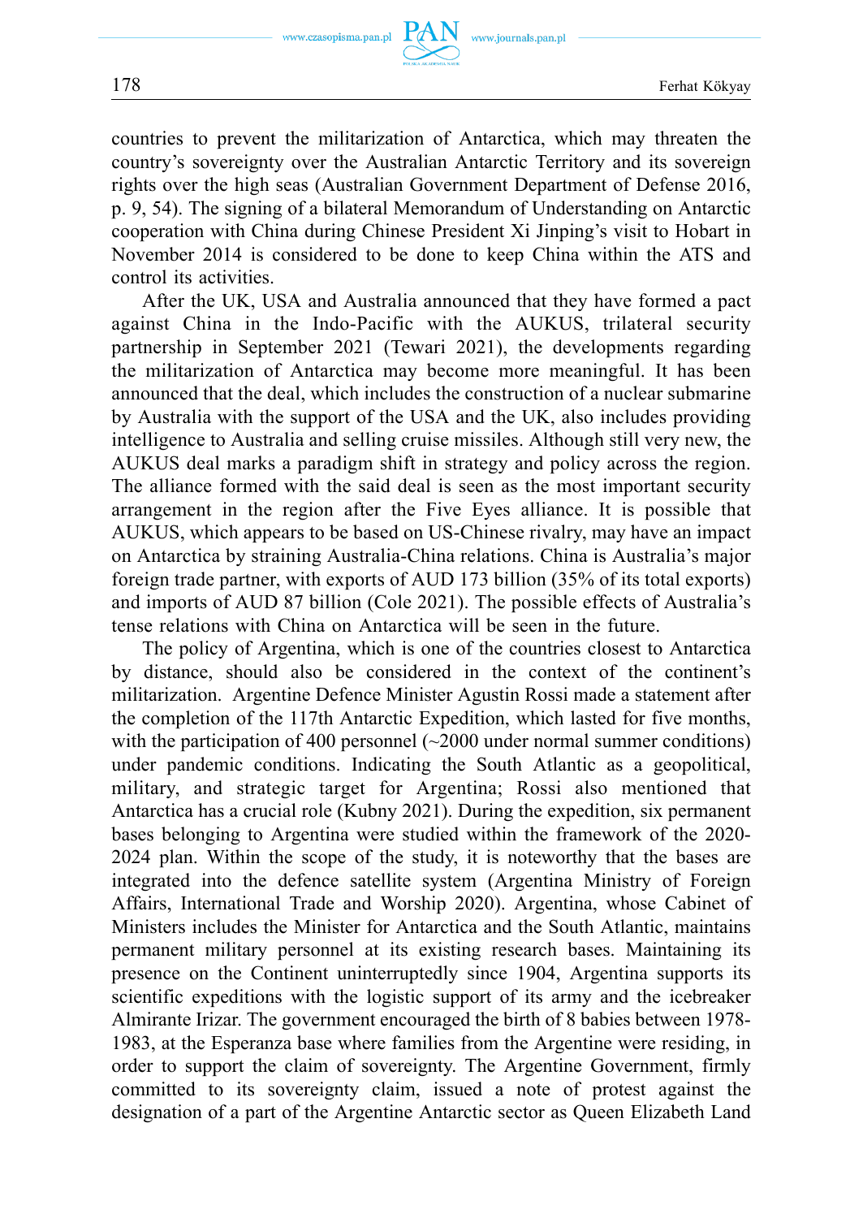countries to prevent the militarization of Antarctica, which may threaten the country's sovereignty over the Australian Antarctic Territory and its sovereign rights over the high seas (Australian Government Department of Defense 2016, p. 9, 54). The signing of a bilateral Memorandum of Understanding on Antarctic cooperation with China during Chinese President Xi Jinping's visit to Hobart in November 2014 is considered to be done to keep China within the ATS and control its activities.

After the UK, USA and Australia announced that they have formed a pact against China in the Indo-Pacific with the AUKUS, trilateral security partnership in September 2021 (Tewari 2021), the developments regarding the militarization of Antarctica may become more meaningful. It has been announced that the deal, which includes the construction of a nuclear submarine by Australia with the support of the USA and the UK, also includes providing intelligence to Australia and selling cruise missiles. Although still very new, the AUKUS deal marks a paradigm shift in strategy and policy across the region. The alliance formed with the said deal is seen as the most important security arrangement in the region after the Five Eyes alliance. It is possible that AUKUS, which appears to be based on US-Chinese rivalry, may have an impact on Antarctica by straining Australia-China relations. China is Australia's major foreign trade partner, with exports of AUD 173 billion (35% of its total exports) and imports of AUD 87 billion (Cole 2021). The possible effects of Australia's tense relations with China on Antarctica will be seen in the future.

The policy of Argentina, which is one of the countries closest to Antarctica by distance, should also be considered in the context of the continent's militarization. Argentine Defence Minister Agustin Rossi made a statement after the completion of the 117th Antarctic Expedition, which lasted for five months, with the participation of 400 personnel (~2000 under normal summer conditions) under pandemic conditions. Indicating the South Atlantic as a geopolitical, military, and strategic target for Argentina; Rossi also mentioned that Antarctica has a crucial role (Kubny 2021). During the expedition, six permanent bases belonging to Argentina were studied within the framework of the 2020-2024 plan. Within the scope of the study, it is noteworthy that the bases are integrated into the defence satellite system (Argentina Ministry of Foreign Affairs, International Trade and Worship 2020). Argentina, whose Cabinet of Ministers includes the Minister for Antarctica and the South Atlantic, maintains permanent military personnel at its existing research bases. Maintaining its presence on the Continent uninterruptedly since 1904, Argentina supports its scientific expeditions with the logistic support of its army and the icebreaker Almirante Irizar. The government encouraged the birth of 8 babies between 1978-1983, at the Esperanza base where families from the Argentine were residing, in order to support the claim of sovereignty. The Argentine Government, firmly committed to its sovereignty claim, issued a note of protest against the designation of a part of the Argentine Antarctic sector as Queen Elizabeth Land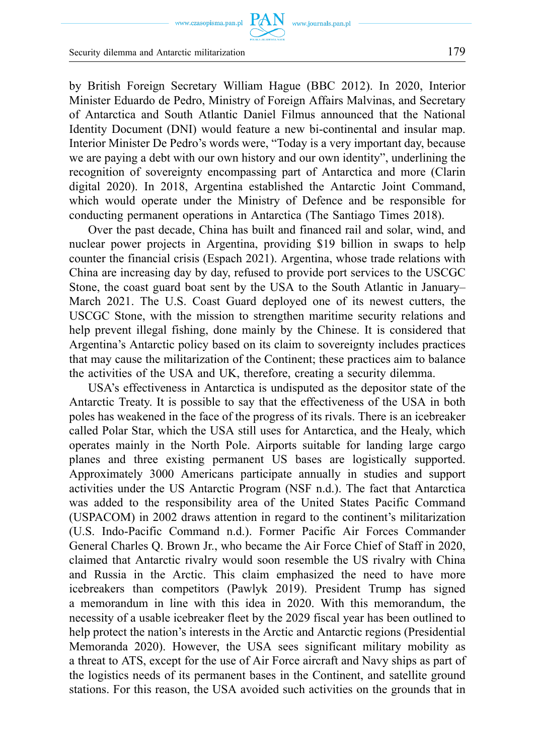by British Foreign Secretary William Hague (BBC 2012). In 2020, Interior Minister Eduardo de Pedro, Ministry of Foreign Affairs Malvinas, and Secretary of Antarctica and South Atlantic Daniel Filmus announced that the National Identity Document (DNI) would feature a new bi-continental and insular map. Interior Minister De Pedro's words were, "Today is a very important day, because we are paying a debt with our own history and our own identity", underlining the recognition of sovereignty encompassing part of Antarctica and more (Clarin digital 2020). In 2018, Argentina established the Antarctic Joint Command, which would operate under the Ministry of Defence and be responsible for conducting permanent operations in Antarctica (The Santiago Times 2018).

Over the past decade, China has built and financed rail and solar, wind, and nuclear power projects in Argentina, providing $19 billion in swaps to help counter the financial crisis (Espach 2021). Argentina, whose trade relations with China are increasing day by day, refused to provide port services to the USCGC Stone, the coast guard boat sent by the USA to the South Atlantic in January–March 2021. The U.S. Coast Guard deployed one of its newest cutters, the USCGC Stone, with the mission to strengthen maritime security relations and help prevent illegal fishing, done mainly by the Chinese. It is considered that Argentina's Antarctic policy based on its claim to sovereignty includes practices that may cause the militarization of the Continent; these practices aim to balance the activities of the USA and UK, therefore, creating a security dilemma.

USA's effectiveness in Antarctica is undisputed as the depositor state of the Antarctic Treaty. It is possible to say that the effectiveness of the USA in both poles has weakened in the face of the progress of its rivals. There is an icebreaker called Polar Star, which the USA still uses for Antarctica, and the Healy, which operates mainly in the North Pole. Airports suitable for landing large cargo planes and three existing permanent US bases are logistically supported. Approximately 3000 Americans participate annually in studies and support activities under the US Antarctic Program (NSF n.d.). The fact that Antarctica was added to the responsibility area of the United States Pacific Command (USPACOM) in 2002 draws attention in regard to the continent's militarization (U.S. Indo-Pacific Command n.d.). Former Pacific Air Forces Commander General Charles Q. Brown Jr., who became the Air Force Chief of Staff in 2020, claimed that Antarctic rivalry would soon resemble the US rivalry with China and Russia in the Arctic. This claim emphasized the need to have more icebreakers than competitors (Pawlyk 2019). President Trump has signed a memorandum in line with this idea in 2020. With this memorandum, the necessity of a usable icebreaker fleet by the 2029 fiscal year has been outlined to help protect the nation's interests in the Arctic and Antarctic regions (Presidential Memoranda 2020). However, the USA sees significant military mobility as a threat to ATS, except for the use of Air Force aircraft and Navy ships as part of the logistics needs of its permanent bases in the Continent, and satellite ground stations. For this reason, the USA avoided such activities on the grounds that in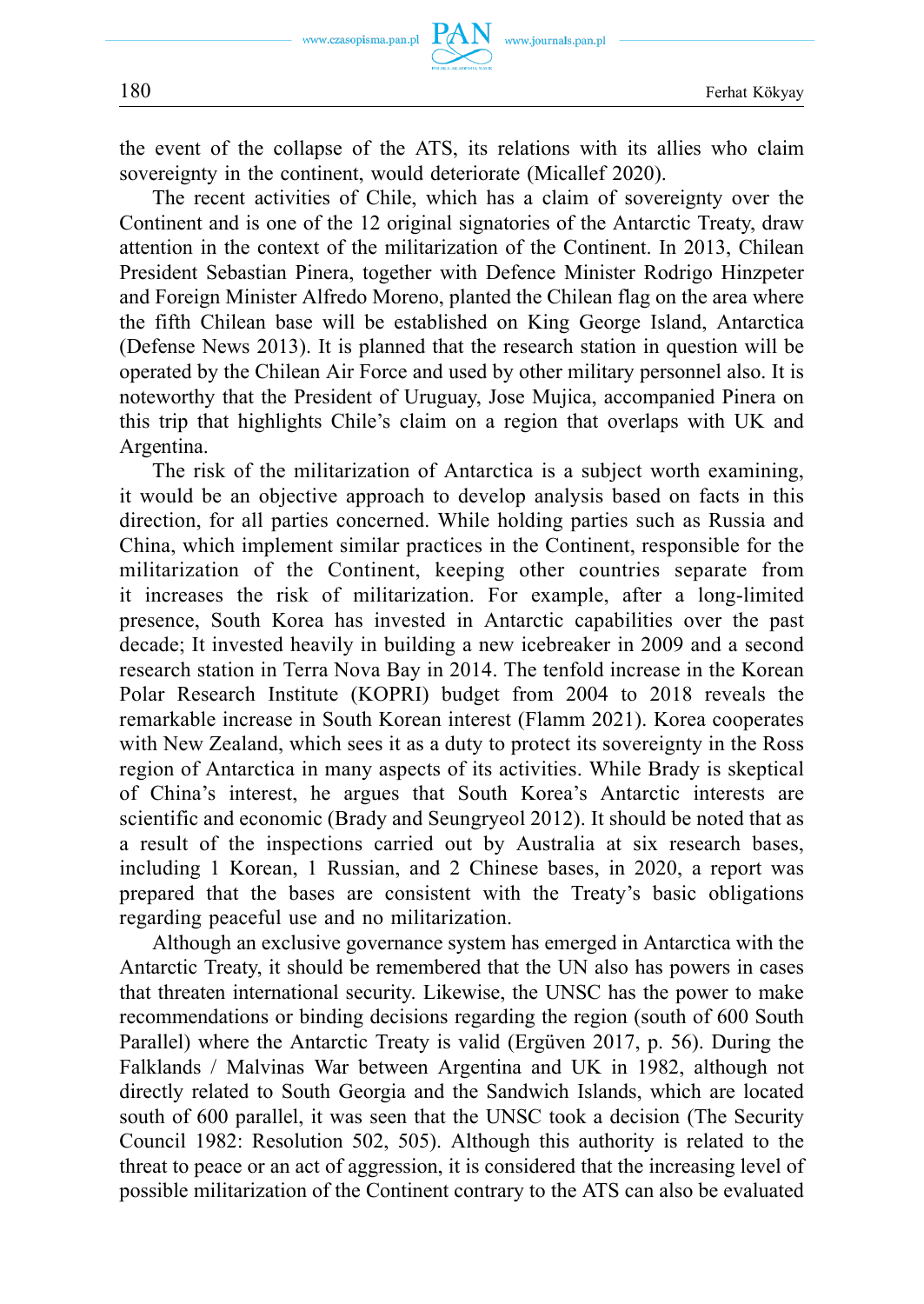the event of the collapse of the ATS, its relations with its allies who claim sovereignty in the continent, would deteriorate (Micallef 2020).

The recent activities of Chile, which has a claim of sovereignty over the Continent and is one of the 12 original signatories of the Antarctic Treaty, draw attention in the context of the militarization of the Continent. In 2013, Chilean President Sebastian Pinera, together with Defence Minister Rodrigo Hinzpeter and Foreign Minister Alfredo Moreno, planted the Chilean flag on the area where the fifth Chilean base will be established on King George Island, Antarctica (Defense News 2013). It is planned that the research station in question will be operated by the Chilean Air Force and used by other military personnel also. It is noteworthy that the President of Uruguay, Jose Mujica, accompanied Pinera on this trip that highlights Chile's claim on a region that overlaps with UK and Argentina.

The risk of the militarization of Antarctica is a subject worth examining, it would be an objective approach to develop analysis based on facts in this direction, for all parties concerned. While holding parties such as Russia and China, which implement similar practices in the Continent, responsible for the militarization of the Continent, keeping other countries separate from it increases the risk of militarization. For example, after a long-limited presence, South Korea has invested in Antarctic capabilities over the past decade; It invested heavily in building a new icebreaker in 2009 and a second research station in Terra Nova Bay in 2014. The tenfold increase in the Korean Polar Research Institute (KOPRI) budget from 2004 to 2018 reveals the remarkable increase in South Korean interest (Flamm 2021). Korea cooperates with New Zealand, which sees it as a duty to protect its sovereignty in the Ross region of Antarctica in many aspects of its activities. While Brady is skeptical of China's interest, he argues that South Korea's Antarctic interests are scientific and economic (Brady and Seungryeol 2012). It should be noted that as a result of the inspections carried out by Australia at six research bases, including 1 Korean, 1 Russian, and 2 Chinese bases, in 2020, a report was prepared that the bases are consistent with the Treaty's basic obligations regarding peaceful use and no militarization.

Although an exclusive governance system has emerged in Antarctica with the Antarctic Treaty, it should be remembered that the UN also has powers in cases that threaten international security. Likewise, the UNSC has the power to make recommendations or binding decisions regarding the region (south of 600 South Parallel) where the Antarctic Treaty is valid (Ergüven 2017, p. 56). During the Falklands / Malvinas War between Argentina and UK in 1982, although not directly related to South Georgia and the Sandwich Islands, which are located south of 600 parallel, it was seen that the UNSC took a decision (The Security Council 1982: Resolution 502, 505). Although this authority is related to the threat to peace or an act of aggression, it is considered that the increasing level of possible militarization of the Continent contrary to the ATS can also be evaluated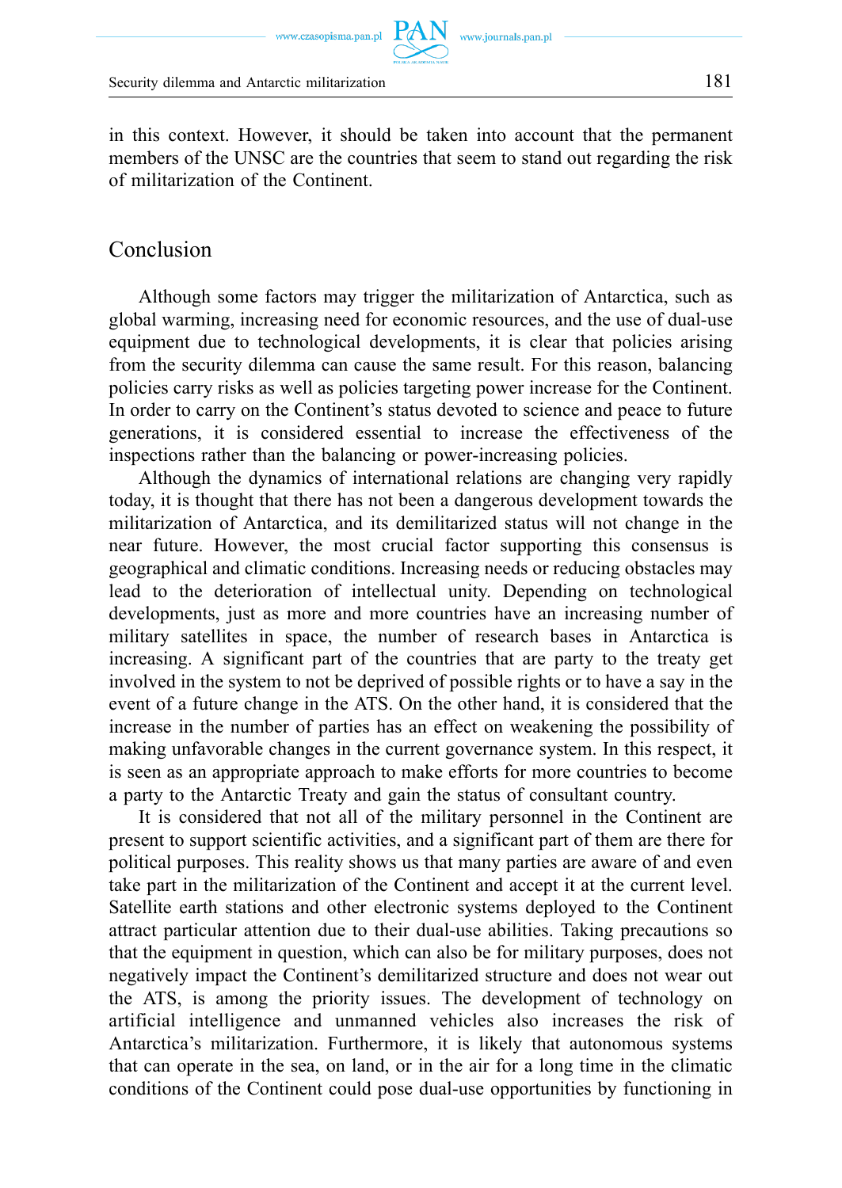in this context. However, it should be taken into account that the permanent members of the UNSC are the countries that seem to stand out regarding the risk of militarization of the Continent.

## Conclusion

Although some factors may trigger the militarization of Antarctica, such as global warming, increasing need for economic resources, and the use of dual-use equipment due to technological developments, it is clear that policies arising from the security dilemma can cause the same result. For this reason, balancing policies carry risks as well as policies targeting power increase for the Continent. In order to carry on the Continent's status devoted to science and peace to future generations, it is considered essential to increase the effectiveness of the inspections rather than the balancing or power-increasing policies.

Although the dynamics of international relations are changing very rapidly today, it is thought that there has not been a dangerous development towards the militarization of Antarctica, and its demilitarized status will not change in the near future. However, the most crucial factor supporting this consensus is geographical and climatic conditions. Increasing needs or reducing obstacles may lead to the deterioration of intellectual unity. Depending on technological developments, just as more and more countries have an increasing number of military satellites in space, the number of research bases in Antarctica is increasing. A significant part of the countries that are party to the treaty get involved in the system to not be deprived of possible rights or to have a say in the event of a future change in the ATS. On the other hand, it is considered that the increase in the number of parties has an effect on weakening the possibility of making unfavorable changes in the current governance system. In this respect, it is seen as an appropriate approach to make efforts for more countries to become a party to the Antarctic Treaty and gain the status of consultant country.

It is considered that not all of the military personnel in the Continent are present to support scientific activities, and a significant part of them are there for political purposes. This reality shows us that many parties are aware of and even take part in the militarization of the Continent and accept it at the current level. Satellite earth stations and other electronic systems deployed to the Continent attract particular attention due to their dual-use abilities. Taking precautions so that the equipment in question, which can also be for military purposes, does not negatively impact the Continent's demilitarized structure and does not wear out the ATS, is among the priority issues. The development of technology on artificial intelligence and unmanned vehicles also increases the risk of Antarctica's militarization. Furthermore, it is likely that autonomous systems that can operate in the sea, on land, or in the air for a long time in the climatic conditions of the Continent could pose dual-use opportunities by functioning in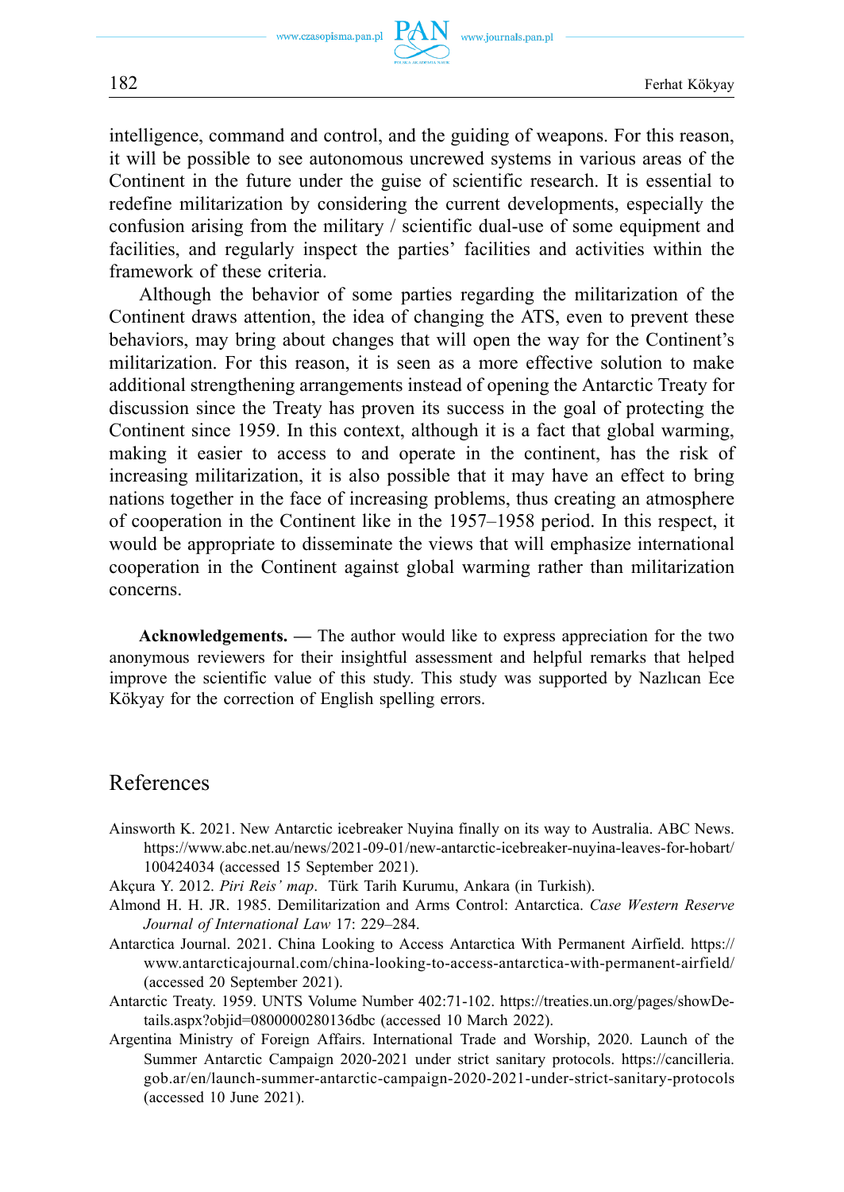intelligence, command and control, and the guiding of weapons. For this reason, it will be possible to see autonomous uncrewed systems in various areas of the Continent in the future under the guise of scientific research. It is essential to redefine militarization by considering the current developments, especially the confusion arising from the military / scientific dual-use of some equipment and facilities, and regularly inspect the parties' facilities and activities within the framework of these criteria.

Although the behavior of some parties regarding the militarization of the Continent draws attention, the idea of changing the ATS, even to prevent these behaviors, may bring about changes that will open the way for the Continent's militarization. For this reason, it is seen as a more effective solution to make additional strengthening arrangements instead of opening the Antarctic Treaty for discussion since the Treaty has proven its success in the goal of protecting the Continent since 1959. In this context, although it is a fact that global warming, making it easier to access to and operate in the continent, has the risk of increasing militarization, it is also possible that it may have an effect to bring nations together in the face of increasing problems, thus creating an atmosphere of cooperation in the Continent like in the 1957–1958 period. In this respect, it would be appropriate to disseminate the views that will emphasize international cooperation in the Continent against global warming rather than militarization concerns.

**Acknowledgements. —** The author would like to express appreciation for the two anonymous reviewers for their insightful assessment and helpful remarks that helped improve the scientific value of this study. This study was supported by Nazlıcan Ece Kökyay for the correction of English spelling errors.

## References

Ainsworth K. 2021. New Antarctic icebreaker Nuyina finally on its way to Australia. ABC News. https://www.abc.net.au/news/2021-09-01/new-antarctic-icebreaker-nuyina-leaves-for-hobart/100424034 (accessed 15 September 2021).

Akçura Y. 2012. *Piri Reis' map*. Türk Tarih Kurumu, Ankara (in Turkish).

Almond H. H. JR. 1985. Demilitarization and Arms Control: Antarctica. *Case Western Reserve Journal of International Law* 17: 229–284.

Antarctica Journal. 2021. China Looking to Access Antarctica With Permanent Airfield. https://www.antarcticajournal.com/china-looking-to-access-antarctica-with-permanent-airfield/ (accessed 20 September 2021).

Antarctic Treaty. 1959. UNTS Volume Number 402:71-102. https://treaties.un.org/pages/showDetails.aspx?objid=0800000280136dbc (accessed 10 March 2022).

Argentina Ministry of Foreign Affairs. International Trade and Worship, 2020. Launch of the Summer Antarctic Campaign 2020-2021 under strict sanitary protocols. https://cancilleria.gob.ar/en/launch-summer-antarctic-campaign-2020-2021-under-strict-sanitary-protocols (accessed 10 June 2021).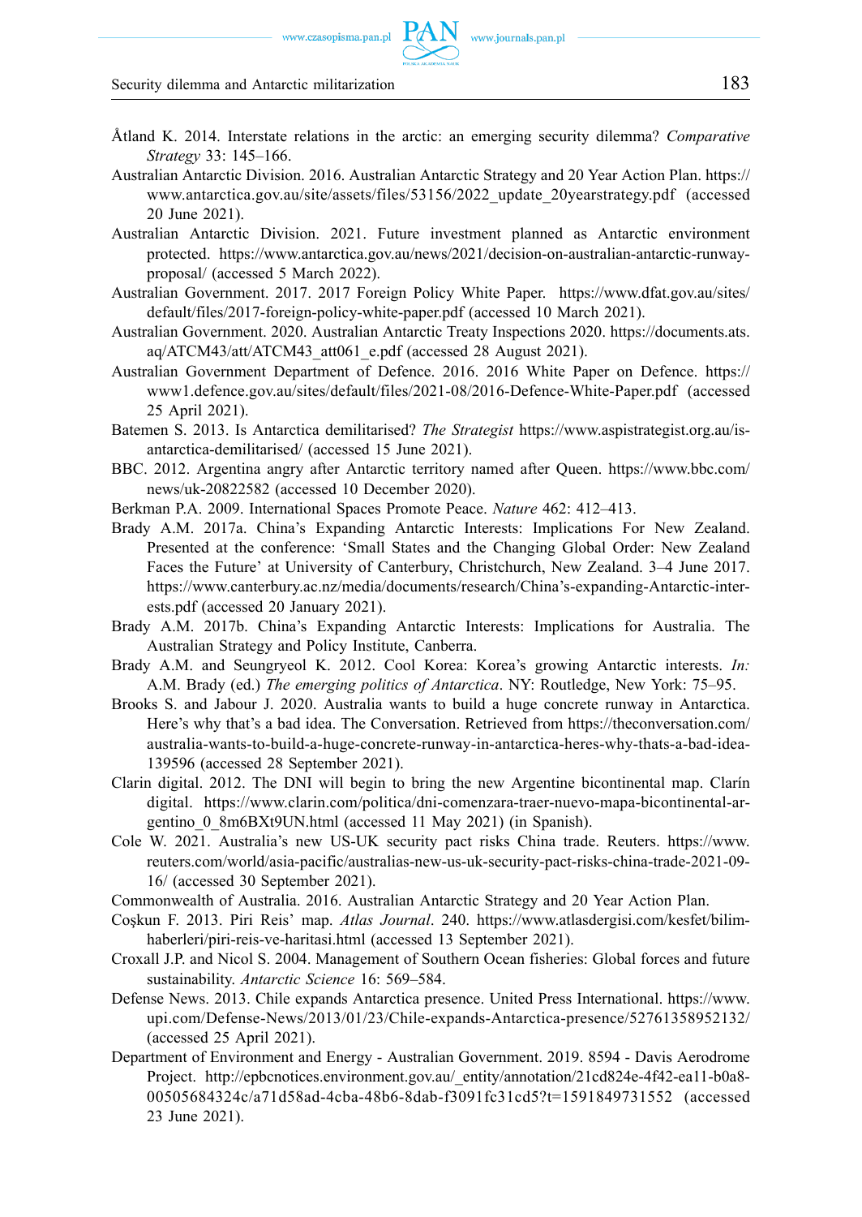Åtland K. 2014. Interstate relations in the arctic: an emerging security dilemma? *Comparative Strategy* 33: 145–166.

Australian Antarctic Division. 2016. Australian Antarctic Strategy and 20 Year Action Plan. https://www.antarctica.gov.au/site/assets/files/53156/2022_update_20yearstrategy.pdf (accessed 20 June 2021).

Australian Antarctic Division. 2021. Future investment planned as Antarctic environment protected. https://www.antarctica.gov.au/news/2021/decision-on-australian-antarctic-runway-proposal/ (accessed 5 March 2022).

Australian Government. 2017. 2017 Foreign Policy White Paper. https://www.dfat.gov.au/sites/default/files/2017-foreign-policy-white-paper.pdf (accessed 10 March 2021).

Australian Government. 2020. Australian Antarctic Treaty Inspections 2020. https://documents.ats.aq/ATCM43/att/ATCM43_att061_e.pdf (accessed 28 August 2021).

Australian Government Department of Defence. 2016. 2016 White Paper on Defence. https://www1.defence.gov.au/sites/default/files/2021-08/2016-Defence-White-Paper.pdf (accessed 25 April 2021).

Batemen S. 2013. Is Antarctica demilitarised? *The Strategist* https://www.aspistrategist.org.au/is-antarctica-demilitarised/ (accessed 15 June 2021).

BBC. 2012. Argentina angry after Antarctic territory named after Queen. https://www.bbc.com/news/uk-20822582 (accessed 10 December 2020).

Berkman P.A. 2009. International Spaces Promote Peace. *Nature* 462: 412–413.

Brady A.M. 2017a. China's Expanding Antarctic Interests: Implications For New Zealand. Presented at the conference: 'Small States and the Changing Global Order: New Zealand Faces the Future' at University of Canterbury, Christchurch, New Zealand. 3–4 June 2017. https://www.canterbury.ac.nz/media/documents/research/China's-expanding-Antarctic-interests.pdf (accessed 20 January 2021).

Brady A.M. 2017b. China's Expanding Antarctic Interests: Implications for Australia. The Australian Strategy and Policy Institute, Canberra.

Brady A.M. and Seungryeol K. 2012. Cool Korea: Korea's growing Antarctic interests. *In:* A.M. Brady (ed.) *The emerging politics of Antarctica*. NY: Routledge, New York: 75–95.

Brooks S. and Jabour J. 2020. Australia wants to build a huge concrete runway in Antarctica. Here's why that's a bad idea. The Conversation. Retrieved from https://theconversation.com/australia-wants-to-build-a-huge-concrete-runway-in-antarctica-heres-why-thats-a-bad-idea-139596 (accessed 28 September 2021).

Clarin digital. 2012. The DNI will begin to bring the new Argentine bicontinental map. Clarín digital. https://www.clarin.com/politica/dni-comenzara-traer-nuevo-mapa-bicontinental-argentino_0_8m6BXt9UN.html (accessed 11 May 2021) (in Spanish).

Cole W. 2021. Australia's new US-UK security pact risks China trade. Reuters. https://www.reuters.com/world/asia-pacific/australias-new-us-uk-security-pact-risks-china-trade-2021-09-16/ (accessed 30 September 2021).

Commonwealth of Australia. 2016. Australian Antarctic Strategy and 20 Year Action Plan.

Coşkun F. 2013. Piri Reis' map. *Atlas Journal*. 240. https://www.atlasdergisi.com/kesfet/bilim-haberleri/piri-reis-ve-haritasi.html (accessed 13 September 2021).

Croxall J.P. and Nicol S. 2004. Management of Southern Ocean fisheries: Global forces and future sustainability. *Antarctic Science* 16: 569–584.

Defense News. 2013. Chile expands Antarctica presence. United Press International. https://www.upi.com/Defense-News/2013/01/23/Chile-expands-Antarctica-presence/52761358952132/ (accessed 25 April 2021).

Department of Environment and Energy - Australian Government. 2019. 8594 - Davis Aerodrome Project. http://epbcnotices.environment.gov.au/_entity/annotation/21cd824e-4f42-ea11-b0a8-00505684324c/a71d58ad-4cba-48b6-8dab-f3091fc31cd5?t=1591849731552 (accessed 23 June 2021).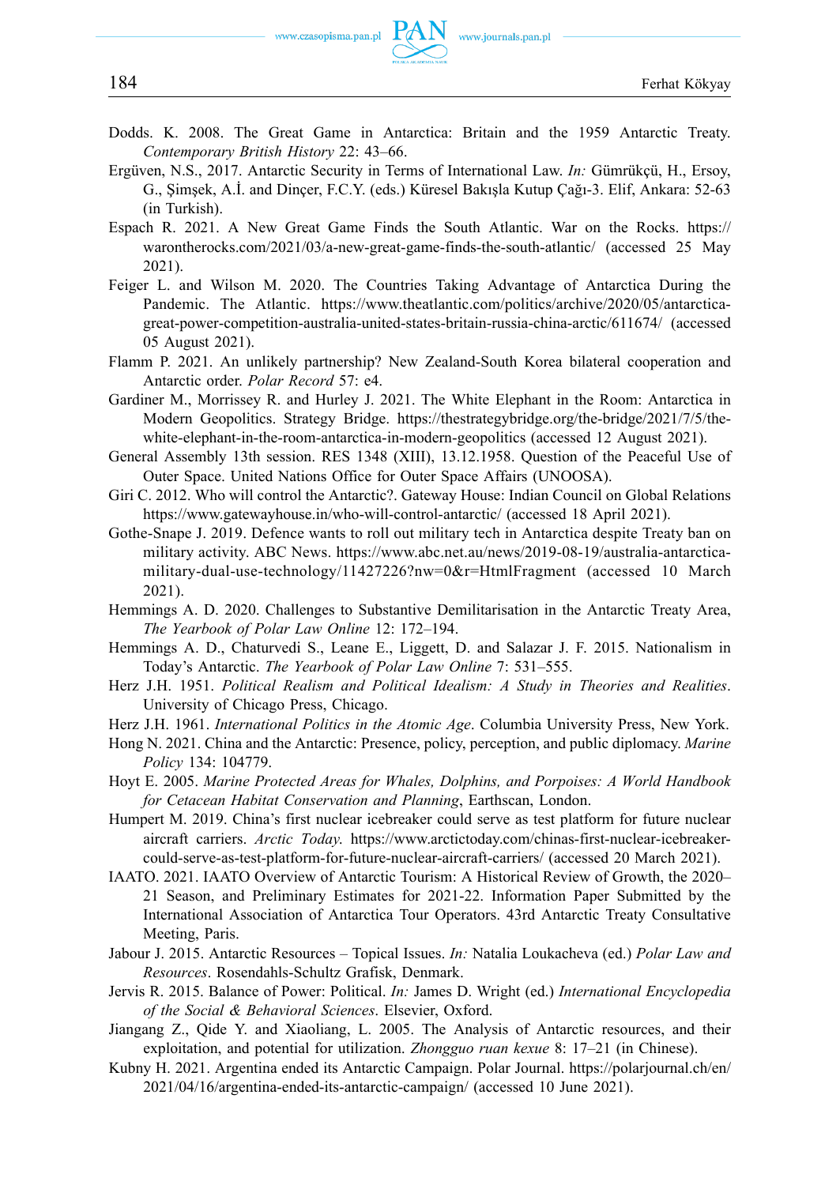Dodds. K. 2008. The Great Game in Antarctica: Britain and the 1959 Antarctic Treaty. *Contemporary British History* 22: 43–66.

Ergüven, N.S., 2017. Antarctic Security in Terms of International Law. *In:* Gümrükçü, H., Ersoy, G., Şimşek, A.İ. and Dinçer, F.C.Y. (eds.) Küresel Bakışla Kutup Çağı-3. Elif, Ankara: 52-63 (in Turkish).

Espach R. 2021. A New Great Game Finds the South Atlantic. War on the Rocks. https://warontherocks.com/2021/03/a-new-great-game-finds-the-south-atlantic/ (accessed 25 May 2021).

Feiger L. and Wilson M. 2020. The Countries Taking Advantage of Antarctica During the Pandemic. The Atlantic. https://www.theatlantic.com/politics/archive/2020/05/antarctica-great-power-competition-australia-united-states-britain-russia-china-arctic/611674/ (accessed 05 August 2021).

Flamm P. 2021. An unlikely partnership? New Zealand-South Korea bilateral cooperation and Antarctic order. *Polar Record* 57: e4.

Gardiner M., Morrissey R. and Hurley J. 2021. The White Elephant in the Room: Antarctica in Modern Geopolitics. Strategy Bridge. https://thestrategybridge.org/the-bridge/2021/7/5/the-white-elephant-in-the-room-antarctica-in-modern-geopolitics (accessed 12 August 2021).

General Assembly 13th session. RES 1348 (XIII), 13.12.1958. Question of the Peaceful Use of Outer Space. United Nations Office for Outer Space Affairs (UNOOSA).

Giri C. 2012. Who will control the Antarctic?. Gateway House: Indian Council on Global Relations https://www.gatewayhouse.in/who-will-control-antarctic/ (accessed 18 April 2021).

Gothe-Snape J. 2019. Defence wants to roll out military tech in Antarctica despite Treaty ban on military activity. ABC News. https://www.abc.net.au/news/2019-08-19/australia-antarctica-military-dual-use-technology/11427226?nw=0&r=HtmlFragment (accessed 10 March 2021).

Hemmings A. D. 2020. Challenges to Substantive Demilitarisation in the Antarctic Treaty Area, *The Yearbook of Polar Law Online* 12: 172–194.

Hemmings A. D., Chaturvedi S., Leane E., Liggett, D. and Salazar J. F. 2015. Nationalism in Today's Antarctic. *The Yearbook of Polar Law Online* 7: 531–555.

Herz J.H. 1951. *Political Realism and Political Idealism: A Study in Theories and Realities*. University of Chicago Press, Chicago.

Herz J.H. 1961. *International Politics in the Atomic Age*. Columbia University Press, New York.

Hong N. 2021. China and the Antarctic: Presence, policy, perception, and public diplomacy. *Marine Policy* 134: 104779.

Hoyt E. 2005. *Marine Protected Areas for Whales, Dolphins, and Porpoises: A World Handbook for Cetacean Habitat Conservation and Planning*, Earthscan, London.

Humpert M. 2019. China's first nuclear icebreaker could serve as test platform for future nuclear aircraft carriers. *Arctic Today.* https://www.arctictoday.com/chinas-first-nuclear-icebreaker-could-serve-as-test-platform-for-future-nuclear-aircraft-carriers/ (accessed 20 March 2021).

IAATO. 2021. IAATO Overview of Antarctic Tourism: A Historical Review of Growth, the 2020–21 Season, and Preliminary Estimates for 2021-22. Information Paper Submitted by the International Association of Antarctica Tour Operators. 43rd Antarctic Treaty Consultative Meeting, Paris.

Jabour J. 2015. Antarctic Resources – Topical Issues. *In:* Natalia Loukacheva (ed.) *Polar Law and Resources*. Rosendahls-Schultz Grafisk, Denmark.

Jervis R. 2015. Balance of Power: Political. *In:* James D. Wright (ed.) *International Encyclopedia of the Social & Behavioral Sciences*. Elsevier, Oxford.

Jiangang Z., Qide Y. and Xiaoliang, L. 2005. The Analysis of Antarctic resources, and their exploitation, and potential for utilization. *Zhongguo ruan kexue* 8: 17–21 (in Chinese).

Kubny H. 2021. Argentina ended its Antarctic Campaign. Polar Journal. https://polarjournal.ch/en/2021/04/16/argentina-ended-its-antarctic-campaign/ (accessed 10 June 2021).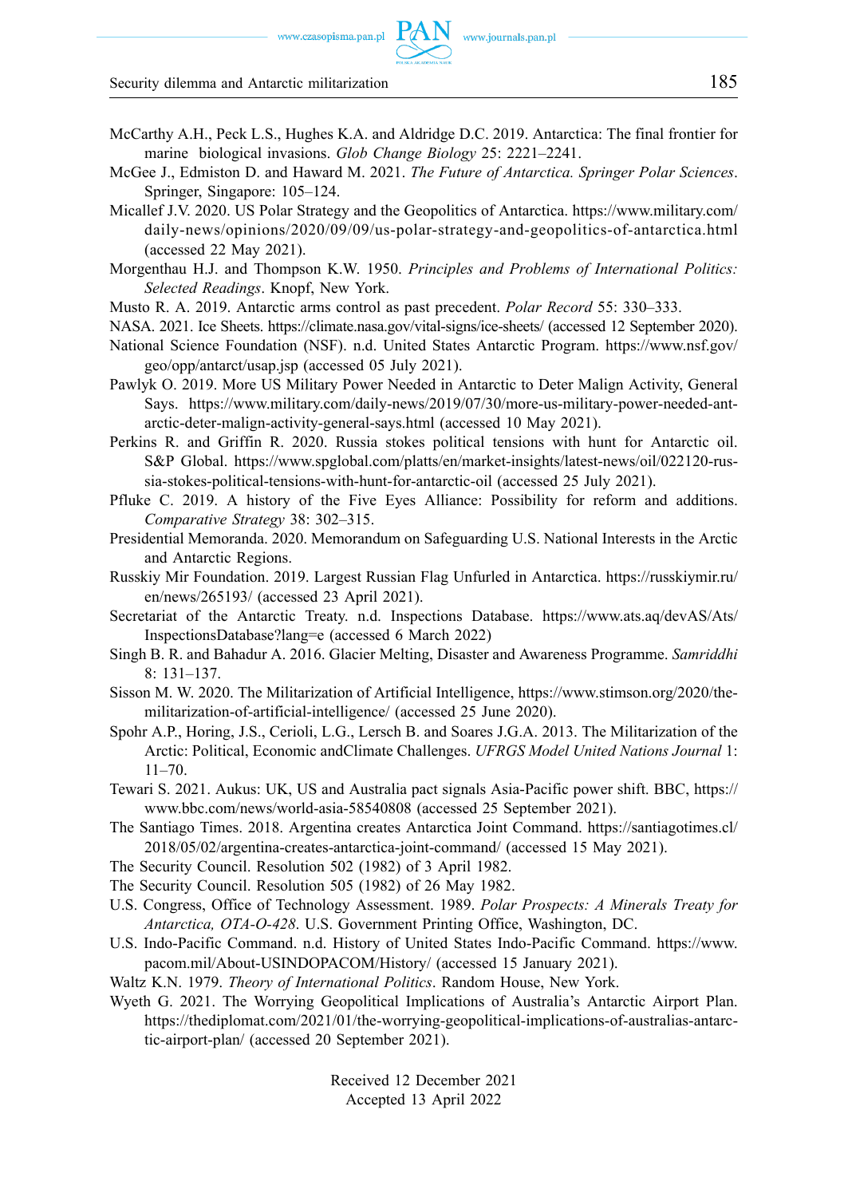McCarthy A.H., Peck L.S., Hughes K.A. and Aldridge D.C. 2019. Antarctica: The final frontier for marine biological invasions. *Glob Change Biology* 25: 2221–2241.

McGee J., Edmiston D. and Haward M. 2021. *The Future of Antarctica. Springer Polar Sciences*. Springer, Singapore: 105–124.

Micallef J.V. 2020. US Polar Strategy and the Geopolitics of Antarctica. https://www.military.com/daily-news/opinions/2020/09/09/us-polar-strategy-and-geopolitics-of-antarctica.html (accessed 22 May 2021).

Morgenthau H.J. and Thompson K.W. 1950. *Principles and Problems of International Politics: Selected Readings*. Knopf, New York.

Musto R. A. 2019. Antarctic arms control as past precedent. *Polar Record* 55: 330–333.

NASA. 2021. Ice Sheets. https://climate.nasa.gov/vital-signs/ice-sheets/ (accessed 12 September 2020).

National Science Foundation (NSF). n.d. United States Antarctic Program. https://www.nsf.gov/geo/opp/antarct/usap.jsp (accessed 05 July 2021).

Pawlyk O. 2019. More US Military Power Needed in Antarctic to Deter Malign Activity, General Says. https://www.military.com/daily-news/2019/07/30/more-us-military-power-needed-antarctic-deter-malign-activity-general-says.html (accessed 10 May 2021).

Perkins R. and Griffin R. 2020. Russia stokes political tensions with hunt for Antarctic oil. S&P Global. https://www.spglobal.com/platts/en/market-insights/latest-news/oil/022120-russia-stokes-political-tensions-with-hunt-for-antarctic-oil (accessed 25 July 2021).

Pfluke C. 2019. A history of the Five Eyes Alliance: Possibility for reform and additions. *Comparative Strategy* 38: 302–315.

Presidential Memoranda. 2020. Memorandum on Safeguarding U.S. National Interests in the Arctic and Antarctic Regions.

Russkiy Mir Foundation. 2019. Largest Russian Flag Unfurled in Antarctica. https://russkiymir.ru/en/news/265193/ (accessed 23 April 2021).

Secretariat of the Antarctic Treaty. n.d. Inspections Database. https://www.ats.aq/devAS/Ats/InspectionsDatabase?lang=e (accessed 6 March 2022)

Singh B. R. and Bahadur A. 2016. Glacier Melting, Disaster and Awareness Programme. *Samriddhi* 8: 131–137.

Sisson M. W. 2020. The Militarization of Artificial Intelligence, https://www.stimson.org/2020/the-militarization-of-artificial-intelligence/ (accessed 25 June 2020).

Spohr A.P., Horing, J.S., Cerioli, L.G., Lersch B. and Soares J.G.A. 2013. The Militarization of the Arctic: Political, Economic andClimate Challenges. *UFRGS Model United Nations Journal* 1: 11–70.

Tewari S. 2021. Aukus: UK, US and Australia pact signals Asia-Pacific power shift. BBC, https://www.bbc.com/news/world-asia-58540808 (accessed 25 September 2021).

The Santiago Times. 2018. Argentina creates Antarctica Joint Command. https://santiagotimes.cl/2018/05/02/argentina-creates-antarctica-joint-command/ (accessed 15 May 2021).

The Security Council. Resolution 502 (1982) of 3 April 1982.

The Security Council. Resolution 505 (1982) of 26 May 1982.

U.S. Congress, Office of Technology Assessment. 1989. *Polar Prospects: A Minerals Treaty for Antarctica, OTA-O-428*. U.S. Government Printing Office, Washington, DC.

U.S. Indo-Pacific Command. n.d. History of United States Indo-Pacific Command. https://www.pacom.mil/About-USINDOPACOM/History/ (accessed 15 January 2021).

Waltz K.N. 1979. *Theory of International Politics*. Random House, New York.

Wyeth G. 2021. The Worrying Geopolitical Implications of Australia's Antarctic Airport Plan. https://thediplomat.com/2021/01/the-worrying-geopolitical-implications-of-australias-antarctic-airport-plan/ (accessed 20 September 2021).

Received 12 December 2021
Accepted 13 April 2022